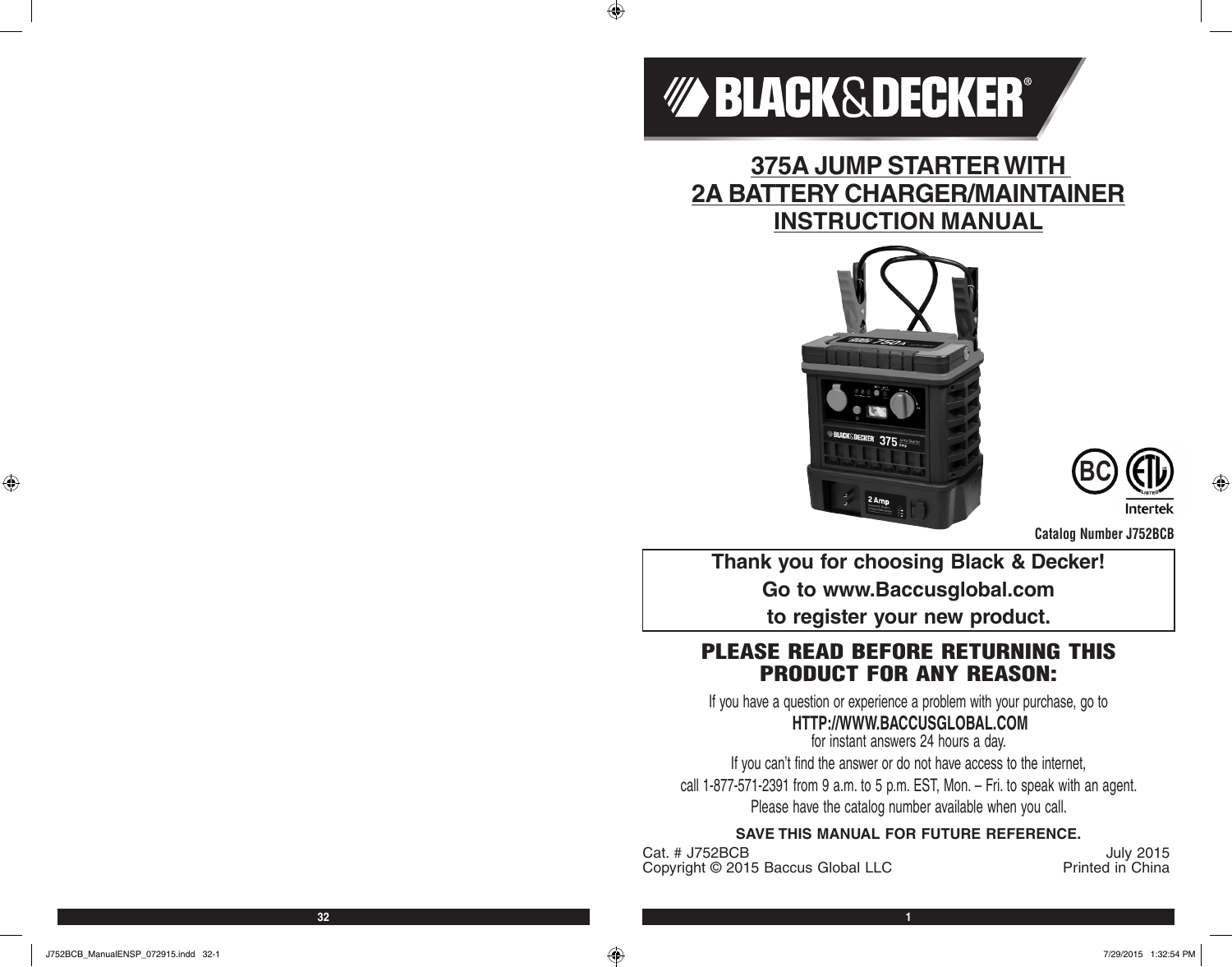# 375A JUMP STARTER WITH 2A BATTERY CHARGER/MAINTAINER INSTRUCTION MANUAL

Catalog Number J752BCB

**Thank you for choosing Black & Decker!**
**Go to www.Baccusglobal.com**
**to register your new product.**

## PLEASE READ BEFORE RETURNING THIS PRODUCT FOR ANY REASON:

If you have a question or experience a problem with your purchase, go to

**HTTP://WWW.BACCUSGLOBAL.COM**

for instant answers 24 hours a day.

If you can't find the answer or do not have access to the internet,

call 1-877-571-2391 from 9 a.m. to 5 p.m. EST, Mon. – Fri. to speak with an agent.

Please have the catalog number available when you call.

**SAVE THIS MANUAL FOR FUTURE REFERENCE.**

Cat. # J752BCB
Copyright © 2015 Baccus Global LLC

July 2015
Printed in China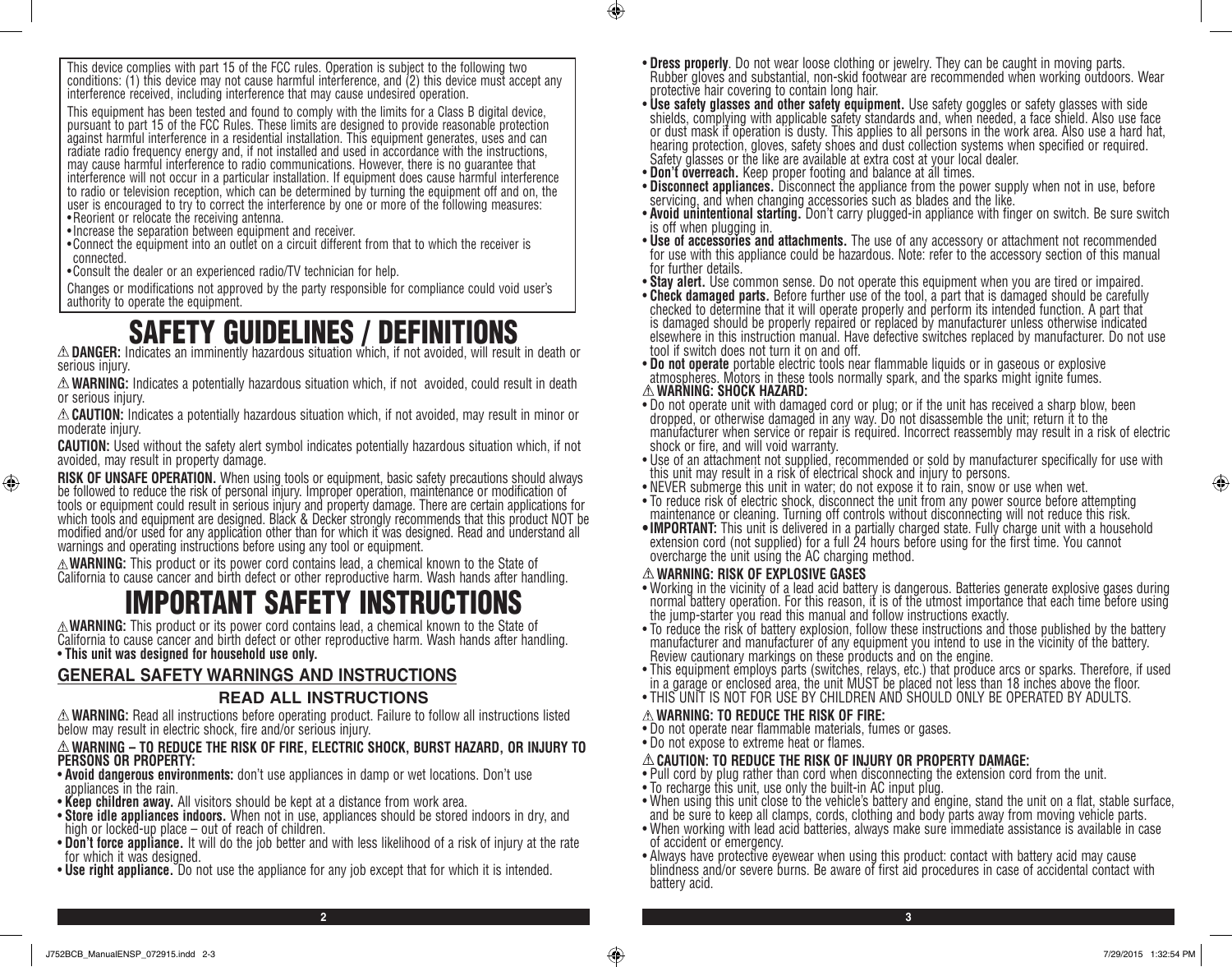This device complies with part 15 of the FCC rules. Operation is subject to the following two conditions: (1) this device may not cause harmful interference, and (2) this device must accept any interference received, including interference that may cause undesired operation.

This equipment has been tested and found to comply with the limits for a Class B digital device, pursuant to part 15 of the FCC Rules. These limits are designed to provide reasonable protection against harmful interference in a residential installation. This equipment generates, uses and can radiate radio frequency energy and, if not installed and used in accordance with the instructions, may cause harmful interference to radio communications. However, there is no guarantee that interference will not occur in a particular installation. If equipment does cause harmful interference to radio or television reception, which can be determined by turning the equipment off and on, the user is encouraged to try to correct the interference by one or more of the following measures:

- Reorient or relocate the receiving antenna.
- Increase the separation between equipment and receiver.
- Connect the equipment into an outlet on a circuit different from that to which the receiver is connected.
- Consult the dealer or an experienced radio/TV technician for help.

Changes or modifications not approved by the party responsible for compliance could void user's authority to operate the equipment.

# SAFETY GUIDELINES / DEFINITIONS

⚠ **DANGER:** Indicates an imminently hazardous situation which, if not avoided, will result in death or serious injury.

⚠ **WARNING:** Indicates a potentially hazardous situation which, if not avoided, could result in death or serious injury.

⚠ **CAUTION:** Indicates a potentially hazardous situation which, if not avoided, may result in minor or moderate injury.

**CAUTION:** Used without the safety alert symbol indicates potentially hazardous situation which, if not avoided, may result in property damage.

**RISK OF UNSAFE OPERATION.** When using tools or equipment, basic safety precautions should always be followed to reduce the risk of personal injury. Improper operation, maintenance or modification of tools or equipment could result in serious injury and property damage. There are certain applications for which tools and equipment are designed. Black & Decker strongly recommends that this product NOT be modified and/or used for any application other than for which it was designed. Read and understand all warnings and operating instructions before using any tool or equipment.

⚠ **WARNING:** This product or its power cord contains lead, a chemical known to the State of California to cause cancer and birth defect or other reproductive harm. Wash hands after handling.

# IMPORTANT SAFETY INSTRUCTIONS

⚠ **WARNING:** This product or its power cord contains lead, a chemical known to the State of California to cause cancer and birth defect or other reproductive harm. Wash hands after handling.

- **This unit was designed for household use only.**

## GENERAL SAFETY WARNINGS AND INSTRUCTIONS

### READ ALL INSTRUCTIONS

⚠ **WARNING:** Read all instructions before operating product. Failure to follow all instructions listed below may result in electric shock, fire and/or serious injury.

⚠ **WARNING – TO REDUCE THE RISK OF FIRE, ELECTRIC SHOCK, BURST HAZARD, OR INJURY TO PERSONS OR PROPERTY:**

- **Avoid dangerous environments:** don't use appliances in damp or wet locations. Don't use appliances in the rain.
- **Keep children away.** All visitors should be kept at a distance from work area.
- **Store idle appliances indoors.** When not in use, appliances should be stored indoors in dry, and high or locked-up place – out of reach of children.
- **Don't force appliance.** It will do the job better and with less likelihood of a risk of injury at the rate for which it was designed.
- **Use right appliance.** Do not use the appliance for any job except that for which it is intended.
- **Dress properly**. Do not wear loose clothing or jewelry. They can be caught in moving parts. Rubber gloves and substantial, non-skid footwear are recommended when working outdoors. Wear protective hair covering to contain long hair.
- **Use safety glasses and other safety equipment.** Use safety goggles or safety glasses with side shields, complying with applicable safety standards and, when needed, a face shield. Also use face or dust mask if operation is dusty. This applies to all persons in the work area. Also use a hard hat, hearing protection, gloves, safety shoes and dust collection systems when specified or required. Safety glasses or the like are available at extra cost at your local dealer.
- **Don't overreach.** Keep proper footing and balance at all times.
- **Disconnect appliances.** Disconnect the appliance from the power supply when not in use, before servicing, and when changing accessories such as blades and the like.
- **Avoid unintentional starting.** Don't carry plugged-in appliance with finger on switch. Be sure switch is off when plugging in.
- **Use of accessories and attachments.** The use of any accessory or attachment not recommended for use with this appliance could be hazardous. Note: refer to the accessory section of this manual for further details.
- **Stay alert.** Use common sense. Do not operate this equipment when you are tired or impaired.
- **Check damaged parts.** Before further use of the tool, a part that is damaged should be carefully checked to determine that it will operate properly and perform its intended function. A part that is damaged should be properly repaired or replaced by manufacturer unless otherwise indicated elsewhere in this instruction manual. Have defective switches replaced by manufacturer. Do not use tool if switch does not turn it on and off.
- **Do not operate** portable electric tools near flammable liquids or in gaseous or explosive atmospheres. Motors in these tools normally spark, and the sparks might ignite fumes.

⚠ **WARNING: SHOCK HAZARD:**

- Do not operate unit with damaged cord or plug; or if the unit has received a sharp blow, been dropped, or otherwise damaged in any way. Do not disassemble the unit; return it to the manufacturer when service or repair is required. Incorrect reassembly may result in a risk of electric shock or fire, and will void warranty.
- Use of an attachment not supplied, recommended or sold by manufacturer specifically for use with this unit may result in a risk of electrical shock and injury to persons.
- NEVER submerge this unit in water; do not expose it to rain, snow or use when wet.
- To reduce risk of electric shock, disconnect the unit from any power source before attempting maintenance or cleaning. Turning off controls without disconnecting will not reduce this risk.
- **IMPORTANT:** This unit is delivered in a partially charged state. Fully charge unit with a household extension cord (not supplied) for a full 24 hours before using for the first time. You cannot overcharge the unit using the AC charging method.

⚠ **WARNING: RISK OF EXPLOSIVE GASES**

- Working in the vicinity of a lead acid battery is dangerous. Batteries generate explosive gases during normal battery operation. For this reason, it is of the utmost importance that each time before using the jump-starter you read this manual and follow instructions exactly.
- To reduce the risk of battery explosion, follow these instructions and those published by the battery manufacturer and manufacturer of any equipment you intend to use in the vicinity of the battery. Review cautionary markings on these products and on the engine.
- This equipment employs parts (switches, relays, etc.) that produce arcs or sparks. Therefore, if used in a garage or enclosed area, the unit MUST be placed not less than 18 inches above the floor.
- THIS UNIT IS NOT FOR USE BY CHILDREN AND SHOULD ONLY BE OPERATED BY ADULTS.

⚠ **WARNING: TO REDUCE THE RISK OF FIRE:**

- Do not operate near flammable materials, fumes or gases.
- Do not expose to extreme heat or flames.

⚠ **CAUTION: TO REDUCE THE RISK OF INJURY OR PROPERTY DAMAGE:**

- Pull cord by plug rather than cord when disconnecting the extension cord from the unit.
- To recharge this unit, use only the built-in AC input plug.
- When using this unit close to the vehicle's battery and engine, stand the unit on a flat, stable surface, and be sure to keep all clamps, cords, clothing and body parts away from moving vehicle parts.
- When working with lead acid batteries, always make sure immediate assistance is available in case of accident or emergency.
- Always have protective eyewear when using this product: contact with battery acid may cause blindness and/or severe burns. Be aware of first aid procedures in case of accidental contact with battery acid.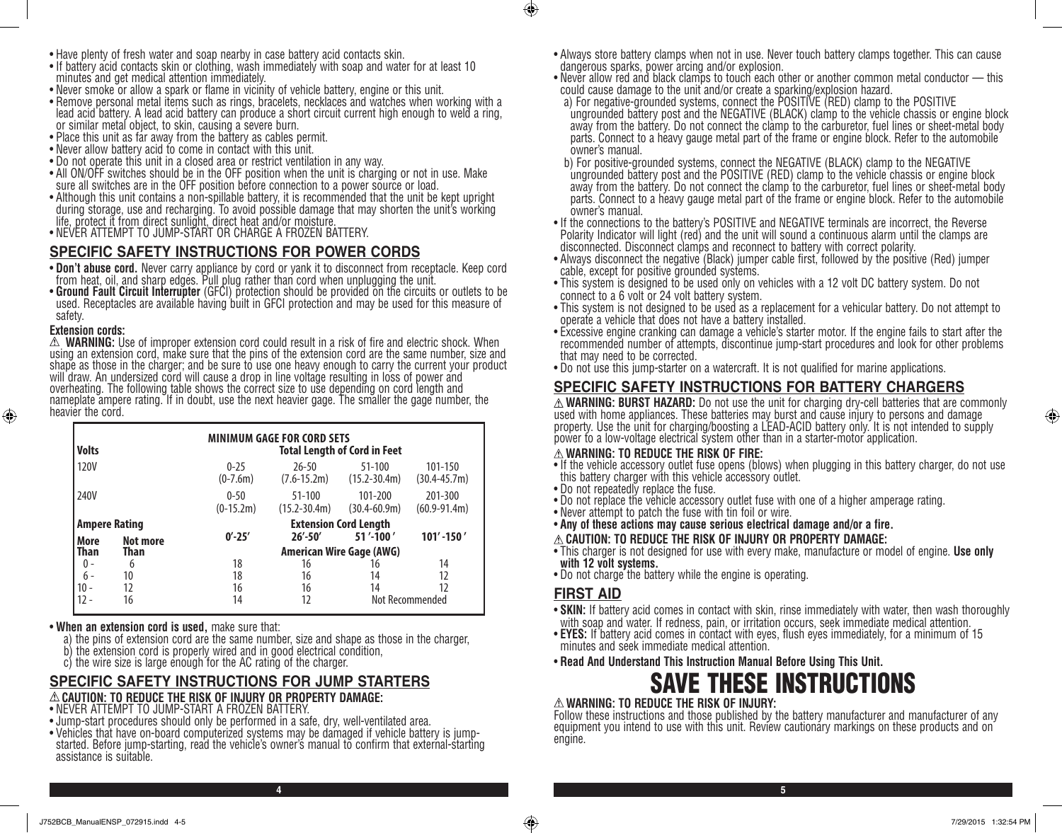- Have plenty of fresh water and soap nearby in case battery acid contacts skin.
- If battery acid contacts skin or clothing, wash immediately with soap and water for at least 10 minutes and get medical attention immediately.
- Never smoke or allow a spark or flame in vicinity of vehicle battery, engine or this unit.
- Remove personal metal items such as rings, bracelets, necklaces and watches when working with a lead acid battery. A lead acid battery can produce a short circuit current high enough to weld a ring, or similar metal object, to skin, causing a severe burn.
- Place this unit as far away from the battery as cables permit.
- Never allow battery acid to come in contact with this unit.
- Do not operate this unit in a closed area or restrict ventilation in any way.
- All ON/OFF switches should be in the OFF position when the unit is charging or not in use. Make sure all switches are in the OFF position before connection to a power source or load.
- Although this unit contains a non-spillable battery, it is recommended that the unit be kept upright during storage, use and recharging. To avoid possible damage that may shorten the unit's working life, protect it from direct sunlight, direct heat and/or moisture.
- NEVER ATTEMPT TO JUMP-START OR CHARGE A FROZEN BATTERY.

## SPECIFIC SAFETY INSTRUCTIONS FOR POWER CORDS

- **Don't abuse cord.** Never carry appliance by cord or yank it to disconnect from receptacle. Keep cord from heat, oil, and sharp edges. Pull plug rather than cord when unplugging the unit.
- **Ground Fault Circuit Interrupter** (GFCI) protection should be provided on the circuits or outlets to be used. Receptacles are available having built in GFCI protection and may be used for this measure of safety.

**Extension cords:**

⚠ **WARNING:** Use of improper extension cord could result in a risk of fire and electric shock. When using an extension cord, make sure that the pins of the extension cord are the same number, size and shape as those in the charger; and be sure to use one heavy enough to carry the current your product will draw. An undersized cord will cause a drop in line voltage resulting in loss of power and overheating. The following table shows the correct size to use depending on cord length and nameplate ampere rating. If in doubt, use the next heavier gage. The smaller the gage number, the heavier the cord.

| MINIMUM GAGE FOR CORD SETS | | | | | |
|---|---|---|---|---|---|
| **Volts** | | **Total Length of Cord in Feet** | | | |
| 120V | | 0-25 (0-7.6m) | 26-50 (7.6-15.2m) | 51-100 (15.2-30.4m) | 101-150 (30.4-45.7m) |
| 240V | | 0-50 (0-15.2m) | 51-100 (15.2-30.4m) | 101-200 (30.4-60.9m) | 201-300 (60.9-91.4m) |
| **Ampere Rating** | | **Extension Cord Length** | | | |
| **More Than** | **Not more Than** | **0'-25'** | **26'-50'** | **51'-100'** | **101'-150'** |
| | | **American Wire Gage (AWG)** | | | |
| 0 - | 6 | 18 | 16 | 16 | 14 |
| 6 - | 10 | 18 | 16 | 14 | 12 |
| 10 - | 12 | 16 | 16 | 14 | 12 |
| 12 - | 16 | 14 | 12 | Not Recommended | |

- **When an extension cord is used,** make sure that:
  a) the pins of extension cord are the same number, size and shape as those in the charger,
  b) the extension cord is properly wired and in good electrical condition,
  c) the wire size is large enough for the AC rating of the charger.

## SPECIFIC SAFETY INSTRUCTIONS FOR JUMP STARTERS

⚠ **CAUTION: TO REDUCE THE RISK OF INJURY OR PROPERTY DAMAGE:**

- NEVER ATTEMPT TO JUMP-START A FROZEN BATTERY.
- Jump-start procedures should only be performed in a safe, dry, well-ventilated area.
- Vehicles that have on-board computerized systems may be damaged if vehicle battery is jump-started. Before jump-starting, read the vehicle's owner's manual to confirm that external-starting assistance is suitable.
- Always store battery clamps when not in use. Never touch battery clamps together. This can cause dangerous sparks, power arcing and/or explosion.
- Never allow red and black clamps to touch each other or another common metal conductor — this could cause damage to the unit and/or create a sparking/explosion hazard.
  a) For negative-grounded systems, connect the POSITIVE (RED) clamp to the POSITIVE ungrounded battery post and the NEGATIVE (BLACK) clamp to the vehicle chassis or engine block away from the battery. Do not connect the clamp to the carburetor, fuel lines or sheet-metal body parts. Connect to a heavy gauge metal part of the frame or engine block. Refer to the automobile owner's manual.
  b) For positive-grounded systems, connect the NEGATIVE (BLACK) clamp to the NEGATIVE ungrounded battery post and the POSITIVE (RED) clamp to the vehicle chassis or engine block away from the battery. Do not connect the clamp to the carburetor, fuel lines or sheet-metal body parts. Connect to a heavy gauge metal part of the frame or engine block. Refer to the automobile owner's manual.
- If the connections to the battery's POSITIVE and NEGATIVE terminals are incorrect, the Reverse Polarity Indicator will light (red) and the unit will sound a continuous alarm until the clamps are disconnected. Disconnect clamps and reconnect to battery with correct polarity.
- Always disconnect the negative (Black) jumper cable first, followed by the positive (Red) jumper cable, except for positive grounded systems.
- This system is designed to be used only on vehicles with a 12 volt DC battery system. Do not connect to a 6 volt or 24 volt battery system.
- This system is not designed to be used as a replacement for a vehicular battery. Do not attempt to operate a vehicle that does not have a battery installed.
- Excessive engine cranking can damage a vehicle's starter motor. If the engine fails to start after the recommended number of attempts, discontinue jump-start procedures and look for other problems that may need to be corrected.
- Do not use this jump-starter on a watercraft. It is not qualified for marine applications.

## SPECIFIC SAFETY INSTRUCTIONS FOR BATTERY CHARGERS

⚠ **WARNING: BURST HAZARD:** Do not use the unit for charging dry-cell batteries that are commonly used with home appliances. These batteries may burst and cause injury to persons and damage property. Use the unit for charging/boosting a LEAD-ACID battery only. It is not intended to supply power to a low-voltage electrical system other than in a starter-motor application.

⚠ **WARNING: TO REDUCE THE RISK OF FIRE:**

- If the vehicle accessory outlet fuse opens (blows) when plugging in this battery charger, do not use this battery charger with this vehicle accessory outlet.
- Do not repeatedly replace the fuse.
- Do not replace the vehicle accessory outlet fuse with one of a higher amperage rating.
- Never attempt to patch the fuse with tin foil or wire.
- **Any of these actions may cause serious electrical damage and/or a fire.**

⚠ **CAUTION: TO REDUCE THE RISK OF INJURY OR PROPERTY DAMAGE:**

- This charger is not designed for use with every make, manufacture or model of engine. **Use only with 12 volt systems.**
- Do not charge the battery while the engine is operating.

## FIRST AID

- **SKIN:** If battery acid comes in contact with skin, rinse immediately with water, then wash thoroughly with soap and water. If redness, pain, or irritation occurs, seek immediate medical attention.
- **EYES:** If battery acid comes in contact with eyes, flush eyes immediately, for a minimum of 15 minutes and seek immediate medical attention.

- **Read And Understand This Instruction Manual Before Using This Unit.**

# SAVE THESE INSTRUCTIONS

⚠ **WARNING: TO REDUCE THE RISK OF INJURY:**

Follow these instructions and those published by the battery manufacturer and manufacturer of any equipment you intend to use with this unit. Review cautionary markings on these products and on engine.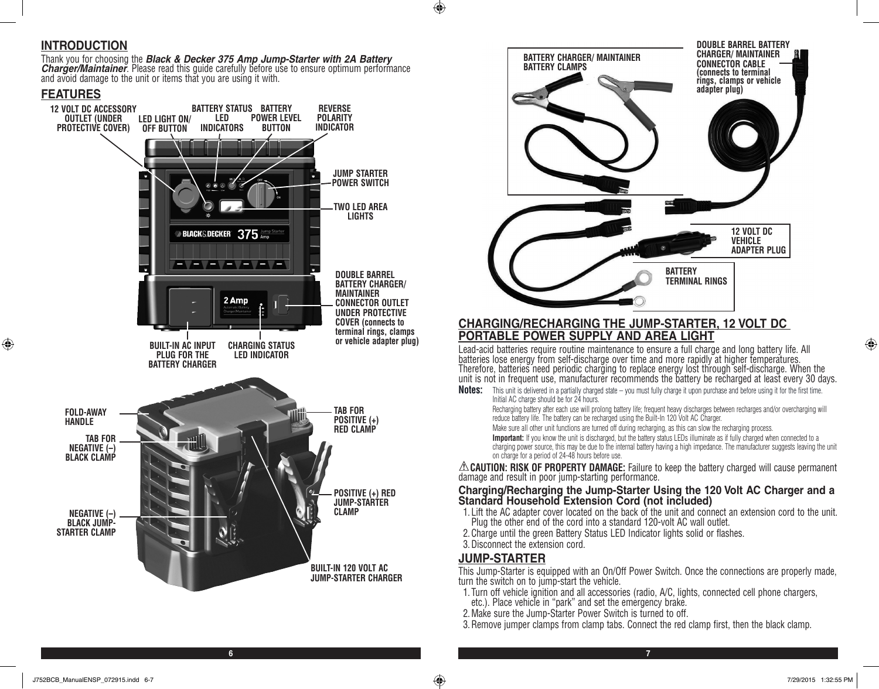## INTRODUCTION

Thank you for choosing the ***Black & Decker 375 Amp Jump-Starter with 2A Battery Charger/Maintainer***. Please read this guide carefully before use to ensure optimum performance and avoid damage to the unit or items that you are using it with.

## FEATURES

12 VOLT DC ACCESSORY OUTLET (UNDER PROTECTIVE COVER)

LED LIGHT ON/ OFF BUTTON

BATTERY STATUS LED INDICATORS

BATTERY POWER LEVEL BUTTON

REVERSE POLARITY INDICATOR

JUMP STARTER POWER SWITCH

TWO LED AREA LIGHTS

DOUBLE BARREL BATTERY CHARGER/ MAINTAINER CONNECTOR OUTLET UNDER PROTECTIVE COVER (connects to terminal rings, clamps or vehicle adapter plug)

BUILT-IN AC INPUT PLUG FOR THE BATTERY CHARGER

CHARGING STATUS LED INDICATOR

FOLD-AWAY HANDLE

TAB FOR NEGATIVE (–) BLACK CLAMP

NEGATIVE (–) BLACK JUMP-STARTER CLAMP

TAB FOR POSITIVE (+) RED CLAMP

POSITIVE (+) RED JUMP-STARTER CLAMP

BUILT-IN 120 VOLT AC JUMP-STARTER CHARGER

BATTERY CHARGER/ MAINTAINER BATTERY CLAMPS

DOUBLE BARREL BATTERY CHARGER/ MAINTAINER CONNECTOR CABLE (connects to terminal rings, clamps or vehicle adapter plug)

12 VOLT DC VEHICLE ADAPTER PLUG

BATTERY TERMINAL RINGS

## CHARGING/RECHARGING THE JUMP-STARTER, 12 VOLT DC PORTABLE POWER SUPPLY AND AREA LIGHT

Lead-acid batteries require routine maintenance to ensure a full charge and long battery life. All batteries lose energy from self-discharge over time and more rapidly at higher temperatures. Therefore, batteries need periodic charging to replace energy lost through self-discharge. When the unit is not in frequent use, manufacturer recommends the battery be recharged at least every 30 days.

**Notes:** This unit is delivered in a partially charged state – you must fully charge it upon purchase and before using it for the first time. Initial AC charge should be for 24 hours.

Recharging battery after each use will prolong battery life; frequent heavy discharges between recharges and/or overcharging will reduce battery life. The battery can be recharged using the Built-In 120 Volt AC Charger.

Make sure all other unit functions are turned off during recharging, as this can slow the recharging process.

**Important:** If you know the unit is discharged, but the battery status LEDs illuminate as if fully charged when connected to a charging power source, this may be due to the internal battery having a high impedance. The manufacturer suggests leaving the unit on charge for a period of 24-48 hours before use.

⚠ **CAUTION: RISK OF PROPERTY DAMAGE:** Failure to keep the battery charged will cause permanent damage and result in poor jump-starting performance.

### Charging/Recharging the Jump-Starter Using the 120 Volt AC Charger and a Standard Household Extension Cord (not included)

1. Lift the AC adapter cover located on the back of the unit and connect an extension cord to the unit. Plug the other end of the cord into a standard 120-volt AC wall outlet.
2. Charge until the green Battery Status LED Indicator lights solid or flashes.
3. Disconnect the extension cord.

## JUMP-STARTER

This Jump-Starter is equipped with an On/Off Power Switch. Once the connections are properly made, turn the switch on to jump-start the vehicle.

1. Turn off vehicle ignition and all accessories (radio, A/C, lights, connected cell phone chargers, etc.). Place vehicle in "park" and set the emergency brake.
2. Make sure the Jump-Starter Power Switch is turned to off.
3. Remove jumper clamps from clamp tabs. Connect the red clamp first, then the black clamp.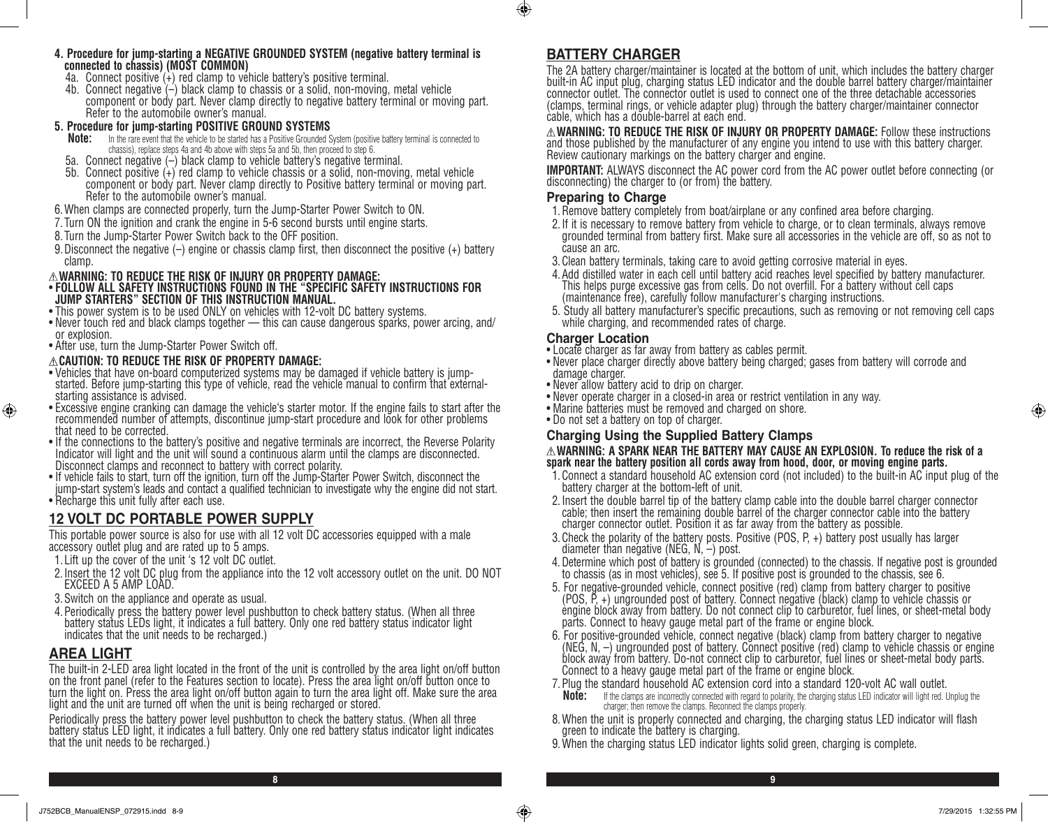**4. Procedure for jump-starting a NEGATIVE GROUNDED SYSTEM (negative battery terminal is connected to chassis) (MOST COMMON)**

4a. Connect positive (+) red clamp to vehicle battery's positive terminal.

4b. Connect negative (–) black clamp to chassis or a solid, non-moving, metal vehicle component or body part. Never clamp directly to negative battery terminal or moving part. Refer to the automobile owner's manual.

**5. Procedure for jump-starting POSITIVE GROUND SYSTEMS**

**Note:** In the rare event that the vehicle to be started has a Positive Grounded System (positive battery terminal is connected to chassis), replace steps 4a and 4b above with steps 5a and 5b, then proceed to step 6.

5a. Connect negative (–) black clamp to vehicle battery's negative terminal.

5b. Connect positive (+) red clamp to vehicle chassis or a solid, non-moving, metal vehicle component or body part. Never clamp directly to Positive battery terminal or moving part. Refer to the automobile owner's manual.

6. When clamps are connected properly, turn the Jump-Starter Power Switch to ON.
7. Turn ON the ignition and crank the engine in 5-6 second bursts until engine starts.
8. Turn the Jump-Starter Power Switch back to the OFF position.
9. Disconnect the negative (–) engine or chassis clamp first, then disconnect the positive (+) battery clamp.

⚠ **WARNING: TO REDUCE THE RISK OF INJURY OR PROPERTY DAMAGE:**

- **FOLLOW ALL SAFETY INSTRUCTIONS FOUND IN THE "SPECIFIC SAFETY INSTRUCTIONS FOR JUMP STARTERS" SECTION OF THIS INSTRUCTION MANUAL.**
- This power system is to be used ONLY on vehicles with 12-volt DC battery systems.
- Never touch red and black clamps together — this can cause dangerous sparks, power arcing, and/or explosion.
- After use, turn the Jump-Starter Power Switch off.

⚠ **CAUTION: TO REDUCE THE RISK OF PROPERTY DAMAGE:**

- Vehicles that have on-board computerized systems may be damaged if vehicle battery is jump-started. Before jump-starting this type of vehicle, read the vehicle manual to confirm that external-starting assistance is advised.
- Excessive engine cranking can damage the vehicle's starter motor. If the engine fails to start after the recommended number of attempts, discontinue jump-start procedure and look for other problems that need to be corrected.
- If the connections to the battery's positive and negative terminals are incorrect, the Reverse Polarity Indicator will light and the unit will sound a continuous alarm until the clamps are disconnected. Disconnect clamps and reconnect to battery with correct polarity.
- If vehicle fails to start, turn off the ignition, turn off the Jump-Starter Power Switch, disconnect the jump-start system's leads and contact a qualified technician to investigate why the engine did not start.
- Recharge this unit fully after each use.

## 12 VOLT DC PORTABLE POWER SUPPLY

This portable power source is also for use with all 12 volt DC accessories equipped with a male accessory outlet plug and are rated up to 5 amps.

1. Lift up the cover of the unit 's 12 volt DC outlet.
2. Insert the 12 volt DC plug from the appliance into the 12 volt accessory outlet on the unit. DO NOT EXCEED A 5 AMP LOAD.
3. Switch on the appliance and operate as usual.
4. Periodically press the battery power level pushbutton to check battery status. (When all three battery status LEDs light, it indicates a full battery. Only one red battery status indicator light indicates that the unit needs to be recharged.)

## AREA LIGHT

The built-in 2-LED area light located in the front of the unit is controlled by the area light on/off button on the front panel (refer to the Features section to locate). Press the area light on/off button once to turn the light on. Press the area light on/off button again to turn the area light off. Make sure the area light and the unit are turned off when the unit is being recharged or stored.

Periodically press the battery power level pushbutton to check the battery status. (When all three battery status LED light, it indicates a full battery. Only one red battery status indicator light indicates that the unit needs to be recharged.)

## BATTERY CHARGER

The 2A battery charger/maintainer is located at the bottom of unit, which includes the battery charger built-in AC input plug, charging status LED indicator and the double barrel battery charger/maintainer connector outlet. The connector outlet is used to connect one of the three detachable accessories (clamps, terminal rings, or vehicle adapter plug) through the battery charger/maintainer connector cable, which has a double-barrel at each end.

⚠ **WARNING: TO REDUCE THE RISK OF INJURY OR PROPERTY DAMAGE:** Follow these instructions and those published by the manufacturer of any engine you intend to use with this battery charger. Review cautionary markings on the battery charger and engine.

**IMPORTANT:** ALWAYS disconnect the AC power cord from the AC power outlet before connecting (or disconnecting) the charger to (or from) the battery.

### Preparing to Charge

1. Remove battery completely from boat/airplane or any confined area before charging.
2. If it is necessary to remove battery from vehicle to charge, or to clean terminals, always remove grounded terminal from battery first. Make sure all accessories in the vehicle are off, so as not to cause an arc.
3. Clean battery terminals, taking care to avoid getting corrosive material in eyes.
4. Add distilled water in each cell until battery acid reaches level specified by battery manufacturer. This helps purge excessive gas from cells. Do not overfill. For a battery without cell caps (maintenance free), carefully follow manufacturer's charging instructions.
5. Study all battery manufacturer's specific precautions, such as removing or not removing cell caps while charging, and recommended rates of charge.

### Charger Location

- Locate charger as far away from battery as cables permit.
- Never place charger directly above battery being charged; gases from battery will corrode and damage charger.
- Never allow battery acid to drip on charger.
- Never operate charger in a closed-in area or restrict ventilation in any way.
- Marine batteries must be removed and charged on shore.
- Do not set a battery on top of charger.

### Charging Using the Supplied Battery Clamps

⚠ **WARNING: A SPARK NEAR THE BATTERY MAY CAUSE AN EXPLOSION. To reduce the risk of a spark near the battery position all cords away from hood, door, or moving engine parts.**

1. Connect a standard household AC extension cord (not included) to the built-in AC input plug of the battery charger at the bottom-left of unit.
2. Insert the double barrel tip of the battery clamp cable into the double barrel charger connector cable; then insert the remaining double barrel of the charger connector cable into the battery charger connector outlet. Position it as far away from the battery as possible.
3. Check the polarity of the battery posts. Positive (POS, P, +) battery post usually has larger diameter than negative (NEG, N, –) post.
4. Determine which post of battery is grounded (connected) to the chassis. If negative post is grounded to chassis (as in most vehicles), see 5. If positive post is grounded to the chassis, see 6.
5. For negative-grounded vehicle, connect positive (red) clamp from battery charger to positive (POS, P, +) ungrounded post of battery. Connect negative (black) clamp to vehicle chassis or engine block away from battery. Do not connect clip to carburetor, fuel lines, or sheet-metal body parts. Connect to heavy gauge metal part of the frame or engine block.
6. For positive-grounded vehicle, connect negative (black) clamp from battery charger to negative (NEG, N, –) ungrounded post of battery. Connect positive (red) clamp to vehicle chassis or engine block away from battery. Do-not connect clip to carburetor, fuel lines or sheet-metal body parts. Connect to a heavy gauge metal part of the frame or engine block.
7. Plug the standard household AC extension cord into a standard 120-volt AC wall outlet.

   **Note:** If the clamps are incorrectly connected with regard to polarity, the charging status LED indicator will light red. Unplug the charger; then remove the clamps. Reconnect the clamps properly.

8. When the unit is properly connected and charging, the charging status LED indicator will flash green to indicate the battery is charging.
9. When the charging status LED indicator lights solid green, charging is complete.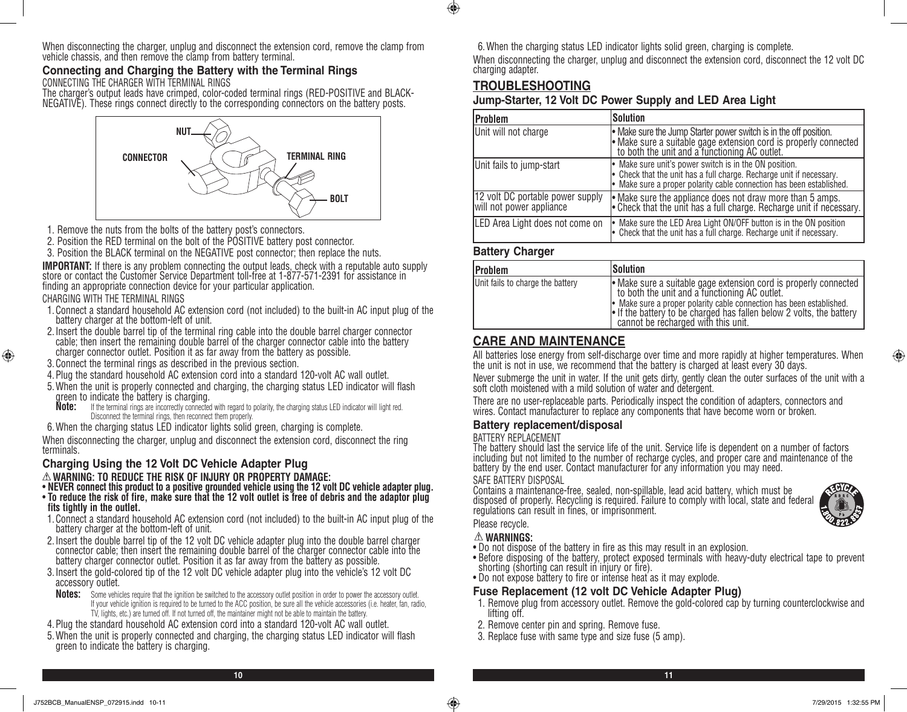When disconnecting the charger, unplug and disconnect the extension cord, remove the clamp from vehicle chassis, and then remove the clamp from battery terminal.

### Connecting and Charging the Battery with the Terminal Rings

CONNECTING THE CHARGER WITH TERMINAL RINGS

The charger's output leads have crimped, color-coded terminal rings (RED-POSITIVE and BLACK-NEGATIVE). These rings connect directly to the corresponding connectors on the battery posts.

NUT
CONNECTOR
TERMINAL RING
BOLT

1. Remove the nuts from the bolts of the battery post's connectors.
2. Position the RED terminal on the bolt of the POSITIVE battery post connector.
3. Position the BLACK terminal on the NEGATIVE post connector; then replace the nuts.

**IMPORTANT:** If there is any problem connecting the output leads, check with a reputable auto supply store or contact the Customer Service Department toll-free at 1-877-571-2391 for assistance in finding an appropriate connection device for your particular application.

CHARGING WITH THE TERMINAL RINGS

1. Connect a standard household AC extension cord (not included) to the built-in AC input plug of the battery charger at the bottom-left of unit.
2. Insert the double barrel tip of the terminal ring cable into the double barrel charger connector cable; then insert the remaining double barrel of the charger connector cable into the battery charger connector outlet. Position it as far away from the battery as possible.
3. Connect the terminal rings as described in the previous section.
4. Plug the standard household AC extension cord into a standard 120-volt AC wall outlet.
5. When the unit is properly connected and charging, the charging status LED indicator will flash green to indicate the battery is charging.
   **Note:** If the terminal rings are incorrectly connected with regard to polarity, the charging status LED indicator will light red. Disconnect the terminal rings, then reconnect them properly.
6. When the charging status LED indicator lights solid green, charging is complete.

When disconnecting the charger, unplug and disconnect the extension cord, disconnect the ring terminals.

### Charging Using the 12 Volt DC Vehicle Adapter Plug

⚠ **WARNING: TO REDUCE THE RISK OF INJURY OR PROPERTY DAMAGE:**

- **NEVER connect this product to a positive grounded vehicle using the 12 volt DC vehicle adapter plug.**
- **To reduce the risk of fire, make sure that the 12 volt outlet is free of debris and the adaptor plug fits tightly in the outlet.**

1. Connect a standard household AC extension cord (not included) to the built-in AC input plug of the battery charger at the bottom-left of unit.
2. Insert the double barrel tip of the 12 volt DC vehicle adapter plug into the double barrel charger connector cable; then insert the remaining double barrel of the charger connector cable into the battery charger connector outlet. Position it as far away from the battery as possible.
3. Insert the gold-colored tip of the 12 volt DC vehicle adapter plug into the vehicle's 12 volt DC accessory outlet.
   **Notes:** Some vehicles require that the ignition be switched to the accessory outlet position in order to power the accessory outlet. If your vehicle ignition is required to be turned to the ACC position, be sure all the vehicle accessories (i.e. heater, fan, radio, TV, lights, etc.) are turned off. If not turned off, the maintainer might not be able to maintain the battery.
4. Plug the standard household AC extension cord into a standard 120-volt AC wall outlet.
5. When the unit is properly connected and charging, the charging status LED indicator will flash green to indicate the battery is charging.
6. When the charging status LED indicator lights solid green, charging is complete.

When disconnecting the charger, unplug and disconnect the extension cord, disconnect the 12 volt DC charging adapter.

## TROUBLESHOOTING

### Jump-Starter, 12 Volt DC Power Supply and LED Area Light

| Problem | Solution |
|---|---|
| Unit will not charge | • Make sure the Jump Starter power switch is in the off position.<br>• Make sure a suitable gage extension cord is properly connected to both the unit and a functioning AC outlet. |
| Unit fails to jump-start | • Make sure unit's power switch is in the ON position.<br>• Check that the unit has a full charge. Recharge unit if necessary.<br>• Make sure a proper polarity cable connection has been established. |
| 12 volt DC portable power supply will not power appliance | • Make sure the appliance does not draw more than 5 amps.<br>• Check that the unit has a full charge. Recharge unit if necessary. |
| LED Area Light does not come on | • Make sure the LED Area Light ON/OFF button is in the ON position<br>• Check that the unit has a full charge. Recharge unit if necessary. |

### Battery Charger

| Problem | Solution |
|---|---|
| Unit fails to charge the battery | • Make sure a suitable gage extension cord is properly connected to both the unit and a functioning AC outlet.<br>• Make sure a proper polarity cable connection has been established.<br>• If the battery to be charged has fallen below 2 volts, the battery cannot be recharged with this unit. |

## CARE AND MAINTENANCE

All batteries lose energy from self-discharge over time and more rapidly at higher temperatures. When the unit is not in use, we recommend that the battery is charged at least every 30 days.

Never submerge the unit in water. If the unit gets dirty, gently clean the outer surfaces of the unit with a soft cloth moistened with a mild solution of water and detergent.

There are no user-replaceable parts. Periodically inspect the condition of adapters, connectors and wires. Contact manufacturer to replace any components that have become worn or broken.

### Battery replacement/disposal

BATTERY REPLACEMENT

The battery should last the service life of the unit. Service life is dependent on a number of factors including but not limited to the number of recharge cycles, and proper care and maintenance of the battery by the end user. Contact manufacturer for any information you may need.

SAFE BATTERY DISPOSAL

Contains a maintenance-free, sealed, non-spillable, lead acid battery, which must be disposed of properly. Recycling is required. Failure to comply with local, state and federal regulations can result in fines, or imprisonment.

Please recycle.

RECYCLE 1.800.822.8837

⚠ **WARNINGS:**

- Do not dispose of the battery in fire as this may result in an explosion.
- Before disposing of the battery, protect exposed terminals with heavy-duty electrical tape to prevent shorting (shorting can result in injury or fire).
- Do not expose battery to fire or intense heat as it may explode.

### Fuse Replacement (12 volt DC Vehicle Adapter Plug)

1. Remove plug from accessory outlet. Remove the gold-colored cap by turning counterclockwise and lifting off.
2. Remove center pin and spring. Remove fuse.
3. Replace fuse with same type and size fuse (5 amp).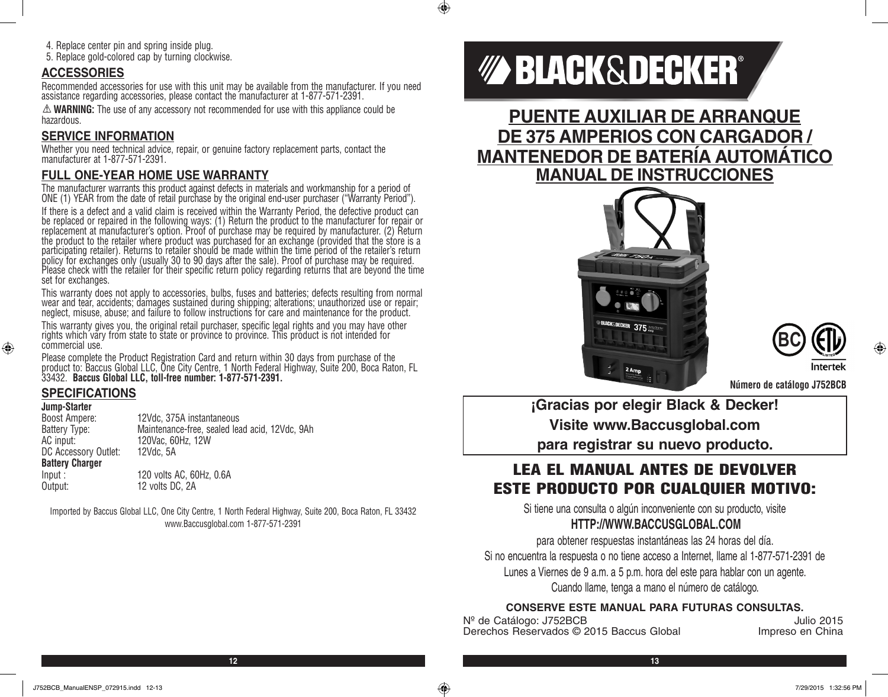4. Replace center pin and spring inside plug.
5. Replace gold-colored cap by turning clockwise.

## ACCESSORIES

Recommended accessories for use with this unit may be available from the manufacturer. If you need assistance regarding accessories, please contact the manufacturer at 1-877-571-2391.

⚠ **WARNING:** The use of any accessory not recommended for use with this appliance could be hazardous.

## SERVICE INFORMATION

Whether you need technical advice, repair, or genuine factory replacement parts, contact the manufacturer at 1-877-571-2391.

## FULL ONE-YEAR HOME USE WARRANTY

The manufacturer warrants this product against defects in materials and workmanship for a period of ONE (1) YEAR from the date of retail purchase by the original end-user purchaser ("Warranty Period").

If there is a defect and a valid claim is received within the Warranty Period, the defective product can be replaced or repaired in the following ways: (1) Return the product to the manufacturer for repair or replacement at manufacturer's option. Proof of purchase may be required by manufacturer. (2) Return the product to the retailer where product was purchased for an exchange (provided that the store is a participating retailer). Returns to retailer should be made within the time period of the retailer's return policy for exchanges only (usually 30 to 90 days after the sale). Proof of purchase may be required. Please check with the retailer for their specific return policy regarding returns that are beyond the time set for exchanges.

This warranty does not apply to accessories, bulbs, fuses and batteries; defects resulting from normal wear and tear, accidents; damages sustained during shipping; alterations; unauthorized use or repair; neglect, misuse, abuse; and failure to follow instructions for care and maintenance for the product.

This warranty gives you, the original retail purchaser, specific legal rights and you may have other rights which vary from state to state or province to province. This product is not intended for commercial use.

Please complete the Product Registration Card and return within 30 days from purchase of the product to: Baccus Global LLC, One City Centre, 1 North Federal Highway, Suite 200, Boca Raton, FL 33432. **Baccus Global LLC, toll-free number: 1-877-571-2391.**

## SPECIFICATIONS

**Jump-Starter**

| | |
|---|---|
| Boost Ampere: | 12Vdc, 375A instantaneous |
| Battery Type: | Maintenance-free, sealed lead acid, 12Vdc, 9Ah |
| AC input: | 120Vac, 60Hz, 12W |
| DC Accessory Outlet: | 12Vdc, 5A |

**Battery Charger**

| | |
|---|---|
| Input : | 120 volts AC, 60Hz, 0.6A |
| Output: | 12 volts DC, 2A |

Imported by Baccus Global LLC, One City Centre, 1 North Federal Highway, Suite 200, Boca Raton, FL 33432
www.Baccusglobal.com 1-877-571-2391

# BLACK&DECKER®

# PUENTE AUXILIAR DE ARRANQUE DE 375 AMPERIOS CON CARGADOR / MANTENEDOR DE BATERÍA AUTOMÁTICO

## MANUAL DE INSTRUCCIONES

**Número de catálogo J752BCB**

**¡Gracias por elegir Black & Decker!**
**Visite www.Baccusglobal.com**
**para registrar su nuevo producto.**

## LEA EL MANUAL ANTES DE DEVOLVER ESTE PRODUCTO POR CUALQUIER MOTIVO:

Si tiene una consulta o algún inconveniente con su producto, visite

**HTTP://WWW.BACCUSGLOBAL.COM**

para obtener respuestas instantáneas las 24 horas del día.
Si no encuentra la respuesta o no tiene acceso a Internet, llame al 1-877-571-2391 de Lunes a Viernes de 9 a.m. a 5 p.m. hora del este para hablar con un agente.
Cuando llame, tenga a mano el número de catálogo.

**CONSERVE ESTE MANUAL PARA FUTURAS CONSULTAS.**

Nº de Catálogo: J752BCB — Julio 2015
Derechos Reservados © 2015 Baccus Global — Impreso en China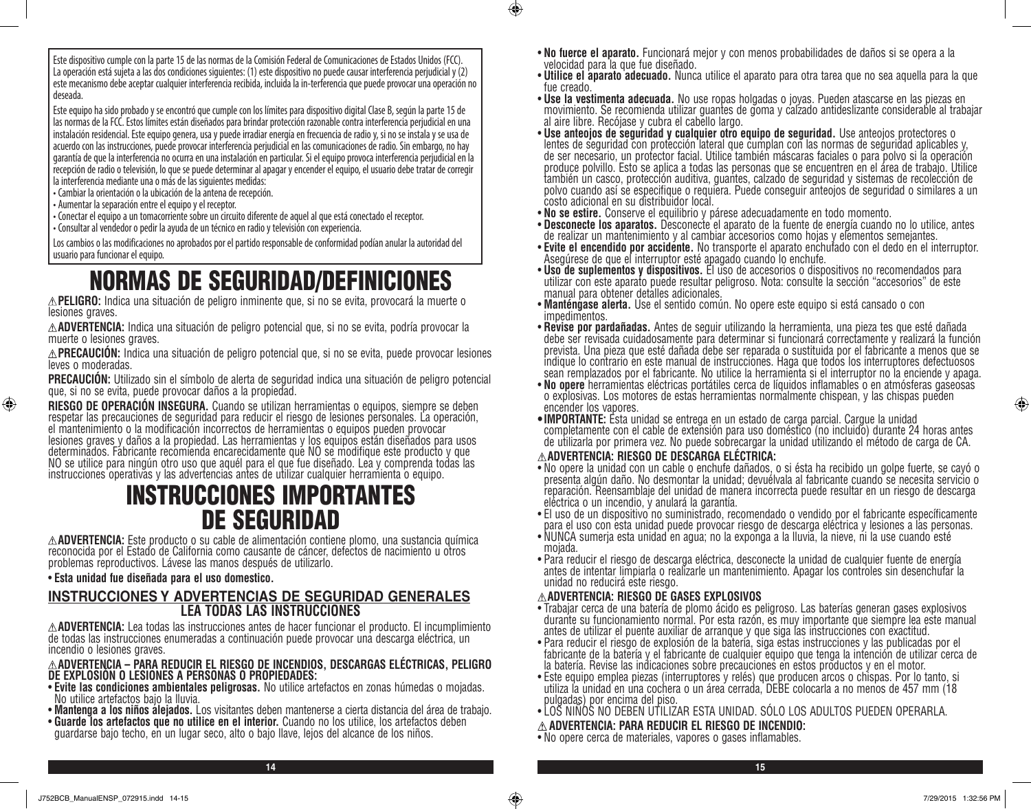Este dispositivo cumple con la parte 15 de las normas de la Comisión Federal de Comunicaciones de Estados Unidos (FCC). La operación está sujeta a las dos condiciones siguientes: (1) este dispositivo no puede causar interferencia perjudicial y (2) este mecanismo debe aceptar cualquier interferencia recibida, incluida la in-terferencia que puede provocar una operación no deseada.

Este equipo ha sido probado y se encontró que cumple con los límites para dispositivo digital Clase B, según la parte 15 de las normas de la FCC. Estos límites están diseñados para brindar protección razonable contra interferencia perjudicial en una instalación residencial. Este equipo genera, usa y puede irradiar energía en frecuencia de radio y, si no se instala y se usa de acuerdo con las instrucciones, puede provocar interferencia perjudicial en las comunicaciones de radio. Sin embargo, no hay garantía de que la interferencia no ocurra en una instalación en particular. Si el equipo provoca interferencia perjudicial en la recepción de radio o televisión, lo que se puede determinar al apagar y encender el equipo, el usuario debe tratar de corregir la interferencia mediante una o más de las siguientes medidas:

- Cambiar la orientación o la ubicación de la antena de recepción.
- Aumentar la separación entre el equipo y el receptor.
- Conectar el equipo a un tomacorriente sobre un circuito diferente de aquel al que está conectado el receptor.
- Consultar al vendedor o pedir la ayuda de un técnico en radio y televisión con experiencia.

Los cambios o las modificaciones no aprobados por el partido responsable de conformidad podían anular la autoridad del usuario para funcionar el equipo.

# NORMAS DE SEGURIDAD/DEFINICIONES

⚠**PELIGRO:** Indica una situación de peligro inminente que, si no se evita, provocará la muerte o lesiones graves.

⚠**ADVERTENCIA:** Indica una situación de peligro potencial que, si no se evita, podría provocar la muerte o lesiones graves.

⚠**PRECAUCIÓN:** Indica una situación de peligro potencial que, si no se evita, puede provocar lesiones leves o moderadas.

**PRECAUCIÓN:** Utilizado sin el símbolo de alerta de seguridad indica una situación de peligro potencial que, si no se evita, puede provocar daños a la propiedad.

**RIESGO DE OPERACIÓN INSEGURA.** Cuando se utilizan herramientas o equipos, siempre se deben respetar las precauciones de seguridad para reducir el riesgo de lesiones personales. La operación, el mantenimiento o la modificación incorrectos de herramientas o equipos pueden provocar lesiones graves y daños a la propiedad. Las herramientas y los equipos están diseñados para usos determinados. Fabricante recomienda encarecidamente que NO se modifique este producto y que NO se utilice para ningún otro uso que aquél para el que fue diseñado. Lea y comprenda todas las instrucciones operativas y las advertencias antes de utilizar cualquier herramienta o equipo.

# INSTRUCCIONES IMPORTANTES DE SEGURIDAD

⚠**ADVERTENCIA:** Este producto o su cable de alimentación contiene plomo, una sustancia química reconocida por el Estado de California como causante de cáncer, defectos de nacimiento u otros problemas reproductivos. Lávese las manos después de utilizarlo.

- **Esta unidad fue diseñada para el uso domestico.**

## INSTRUCCIONES Y ADVERTENCIAS DE SEGURIDAD GENERALES
## LEA TODAS LAS INSTRUCCIONES

⚠**ADVERTENCIA:** Lea todas las instrucciones antes de hacer funcionar el producto. El incumplimiento de todas las instrucciones enumeradas a continuación puede provocar una descarga eléctrica, un incendio o lesiones graves.

⚠**ADVERTENCIA – PARA REDUCIR EL RIESGO DE INCENDIOS, DESCARGAS ELÉCTRICAS, PELIGRO DE EXPLOSIÓN O LESIONES A PERSONAS O PROPIEDADES:**

- **Evite las condiciones ambientales peligrosas.** No utilice artefactos en zonas húmedas o mojadas. No utilice artefactos bajo la lluvia.
- **Mantenga a los niños alejados.** Los visitantes deben mantenerse a cierta distancia del área de trabajo.
- **Guarde los artefactos que no utilice en el interior.** Cuando no los utilice, los artefactos deben guardarse bajo techo, en un lugar seco, alto o bajo llave, lejos del alcance de los niños.
- **No fuerce el aparato.** Funcionará mejor y con menos probabilidades de daños si se opera a la velocidad para la que fue diseñado.
- **Utilice el aparato adecuado.** Nunca utilice el aparato para otra tarea que no sea aquella para la que fue creado.
- **Use la vestimenta adecuada.** No use ropas holgadas o joyas. Pueden atascarse en las piezas en movimiento. Se recomienda utilizar guantes de goma y calzado antideslizante considerable al trabajar al aire libre. Recójase y cubra el cabello largo.
- **Use anteojos de seguridad y cualquier otro equipo de seguridad.** Use anteojos protectores o lentes de seguridad con protección lateral que cumplan con las normas de seguridad aplicables y, de ser necesario, un protector facial. Utilice también máscaras faciales o para polvo si la operación produce polvillo. Esto se aplica a todas las personas que se encuentren en el área de trabajo. Utilice también un casco, protección auditiva, guantes, calzado de seguridad y sistemas de recolección de polvo cuando así se especifique o requiera. Puede conseguir anteojos de seguridad o similares a un costo adicional en su distribuidor local.
- **No se estire.** Conserve el equilibrio y párese adecuadamente en todo momento.
- **Desconecte los aparatos.** Desconecte el aparato de la fuente de energía cuando no lo utilice, antes de realizar un mantenimiento y al cambiar accesorios como hojas y elementos semejantes.
- **Evite el encendido por accidente.** No transporte el aparato enchufado con el dedo en el interruptor. Asegúrese de que el interruptor esté apagado cuando lo enchufe.
- **Uso de suplementos y dispositivos.** El uso de accesorios o dispositivos no recomendados para utilizar con este aparato puede resultar peligroso. Nota: consulte la sección “accesorios” de este manual para obtener detalles adicionales.
- **Manténgase alerta.** Use el sentido común. No opere este equipo si está cansado o con impedimentos.
- **Revise por pardañadas.** Antes de seguir utilizando la herramienta, una pieza tes que esté dañada debe ser revisada cuidadosamente para determinar si funcionará correctamente y realizará la función prevista. Una pieza que esté dañada debe ser reparada o sustituida por el fabricante a menos que se indique lo contrario en este manual de instrucciones. Haga que todos los interruptores defectuosos sean remplazados por el fabricante. No utilice la herramienta si el interruptor no la enciende y apaga.
- **No opere** herramientas eléctricas portátiles cerca de líquidos inflamables o en atmósferas gaseosas o explosivas. Los motores de estas herramientas normalmente chispean, y las chispas pueden encender los vapores.
- **IMPORTANTE:** Esta unidad se entrega en un estado de carga parcial. Cargue la unidad completamente con el cable de extensión para uso doméstico (no incluido) durante 24 horas antes de utilizarla por primera vez. No puede sobrecargar la unidad utilizando el método de carga de CA.

### ⚠ADVERTENCIA: RIESGO DE DESCARGA ELÉCTRICA:

- No opere la unidad con un cable o enchufe dañados, o si ésta ha recibido un golpe fuerte, se cayó o presenta algún daño. No desmontar la unidad; devuélvala al fabricante cuando se necesita servicio o reparación. Reensamblaje del unidad de manera incorrecta puede resultar en un riesgo de descarga eléctrica o un incendio, y anulará la garantía.
- El uso de un dispositivo no suministrado, recomendado o vendido por el fabricante específicamente para el uso con esta unidad puede provocar riesgo de descarga eléctrica y lesiones a las personas.
- NUNCA sumerja esta unidad en agua; no la exponga a la lluvia, la nieve, ni la use cuando esté mojada.
- Para reducir el riesgo de descarga eléctrica, desconecte la unidad de cualquier fuente de energía antes de intentar limpiarla o realizarle un mantenimiento. Apagar los controles sin desenchufar la unidad no reducirá este riesgo.

### ⚠ADVERTENCIA: RIESGO DE GASES EXPLOSIVOS

- Trabajar cerca de una batería de plomo ácido es peligroso. Las baterías generan gases explosivos durante su funcionamiento normal. Por esta razón, es muy importante que siempre lea este manual antes de utilizar el puente auxiliar de arranque y que siga las instrucciones con exactitud.
- Para reducir el riesgo de explosión de la batería, siga estas instrucciones y las publicadas por el fabricante de la batería y el fabricante de cualquier equipo que tenga la intención de utilizar cerca de la batería. Revise las indicaciones sobre precauciones en estos productos y en el motor.
- Este equipo emplea piezas (interruptores y relés) que producen arcos o chispas. Por lo tanto, si utiliza la unidad en una cochera o un área cerrada, DEBE colocarla a no menos de 457 mm (18 pulgadas) por encima del piso.
- LOS NIÑOS NO DEBEN UTILIZAR ESTA UNIDAD. SÓLO LOS ADULTOS PUEDEN OPERARLA.

### ⚠ ADVERTENCIA: PARA REDUCIR EL RIESGO DE INCENDIO:

- No opere cerca de materiales, vapores o gases inflamables.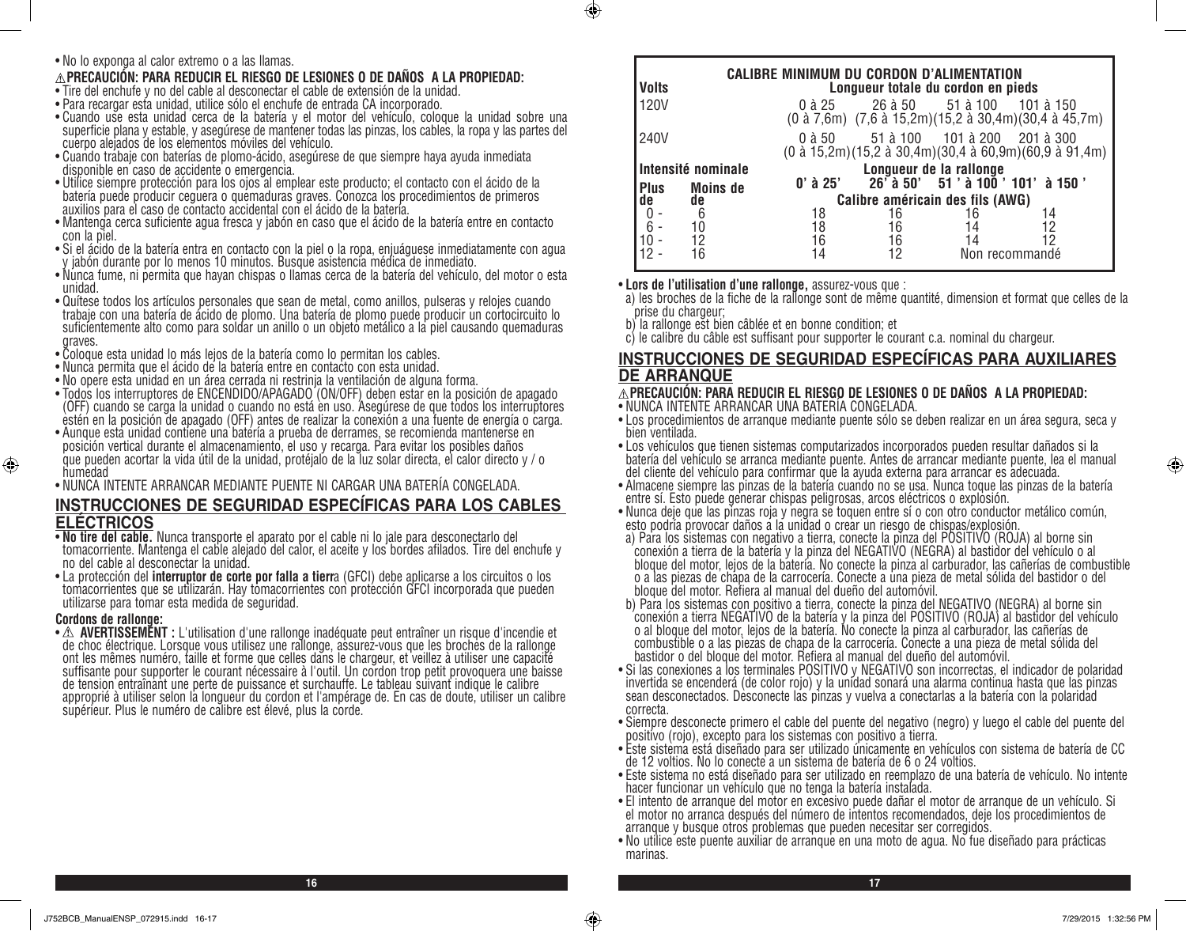- No lo exponga al calor extremo o a las llamas.

⚠**PRECAUCIÓN: PARA REDUCIR EL RIESGO DE LESIONES O DE DAÑOS A LA PROPIEDAD:**

- Tire del enchufe y no del cable al desconectar el cable de extensión de la unidad.
- Para recargar esta unidad, utilice sólo el enchufe de entrada CA incorporado.
- Cuando use esta unidad cerca de la batería y el motor del vehículo, coloque la unidad sobre una superficie plana y estable, y asegúrese de mantener todas las pinzas, los cables, la ropa y las partes del cuerpo alejados de los elementos móviles del vehículo.
- Cuando trabaje con baterías de plomo-ácido, asegúrese de que siempre haya ayuda inmediata disponible en caso de accidente o emergencia.
- Utilice siempre protección para los ojos al emplear este producto; el contacto con el ácido de la batería puede producir ceguera o quemaduras graves. Conozca los procedimientos de primeros auxilios para el caso de contacto accidental con el ácido de la batería.
- Mantenga cerca suficiente agua fresca y jabón en caso que el ácido de la batería entre en contacto con la piel.
- Si el ácido de la batería entra en contacto con la piel o la ropa, enjuáguese inmediatamente con agua y jabón durante por lo menos 10 minutos. Busque asistencia médica de inmediato.
- Nunca fume, ni permita que hayan chispas o llamas cerca de la batería del vehículo, del motor o esta unidad.
- Quítese todos los artículos personales que sean de metal, como anillos, pulseras y relojes cuando trabaje con una batería de ácido de plomo. Una batería de plomo puede producir un cortocircuito lo suficientemente alto como para soldar un anillo o un objeto metálico a la piel causando quemaduras graves.
- Coloque esta unidad lo más lejos de la batería como lo permitan los cables.
- Nunca permita que el ácido de la batería entre en contacto con esta unidad.
- No opere esta unidad en un área cerrada ni restrinja la ventilación de alguna forma.
- Todos los interruptores de ENCENDIDO/APAGADO (ON/OFF) deben estar en la posición de apagado (OFF) cuando se carga la unidad o cuando no está en uso. Asegúrese de que todos los interruptores estén en la posición de apagado (OFF) antes de realizar la conexión a una fuente de energía o carga.
- Aunque esta unidad contiene una batería a prueba de derrames, se recomienda mantenerse en posición vertical durante el almacenamiento, el uso y recarga. Para evitar los posibles daños que pueden acortar la vida útil de la unidad, protéjalo de la luz solar directa, el calor directo y / o humedad
- NUNCA INTENTE ARRANCAR MEDIANTE PUENTE NI CARGAR UNA BATERÍA CONGELADA.

## INSTRUCCIONES DE SEGURIDAD ESPECÍFICAS PARA LOS CABLES ELÉCTRICOS

- **No tire del cable.** Nunca transporte el aparato por el cable ni lo jale para desconectarlo del tomacorriente. Mantenga el cable alejado del calor, el aceite y los bordes afilados. Tire del enchufe y no del cable al desconectar la unidad.
- La protección del **interruptor de corte por falla a tierr**a (GFCI) debe aplicarse a los circuitos o los tomacorrientes que se utilizarán. Hay tomacorrientes con protección GFCI incorporada que pueden utilizarse para tomar esta medida de seguridad.

**Cordons de rallonge:**

- ⚠ **AVERTISSEMENT :** L'utilisation d'une rallonge inadéquate peut entraîner un risque d'incendie et de choc électrique. Lorsque vous utilisez une rallonge, assurez-vous que les broches de la rallonge ont les mêmes numéro, taille et forme que celles dans le chargeur, et veillez à utiliser une capacité suffisante pour supporter le courant nécessaire à l'outil. Un cordon trop petit provoquera une baisse de tension entraînant une perte de puissance et surchauffe. Le tableau suivant indique le calibre approprié à utiliser selon la longueur du cordon et l'ampérage de. En cas de doute, utiliser un calibre supérieur. Plus le numéro de calibre est élevé, plus la corde.

**CALIBRE MINIMUM DU CORDON D'ALIMENTATION**

| Volts | | Longueur totale du cordon en pieds | | | |
|---|---|---|---|---|---|
| 120V | | 0 à 25 (0 à 7,6m) | 26 à 50 (7,6 à 15,2m) | 51 à 100 (15,2 à 30,4m) | 101 à 150 (30,4 à 45,7m) |
| 240V | | 0 à 50 (0 à 15,2m) | 51 à 100 (15,2 à 30,4m) | 101 à 200 (30,4 à 60,9m) | 201 à 300 (60,9 à 91,4m) |
| Intensité nominale | | Longueur de la rallonge | | | |
| Plus de | Moins de | 0' à 25' | 26' à 50' | 51 ' à 100 ' | 101' à 150 ' |
| | | Calibre américain des fils (AWG) | | | |
| 0 - | 6 | 18 | 16 | 16 | 14 |
| 6 - | 10 | 18 | 16 | 14 | 12 |
| 10 - | 12 | 16 | 16 | 14 | 12 |
| 12 - | 16 | 14 | 12 | Non recommandé | |

- **Lors de l'utilisation d'une rallonge,** assurez-vous que :
  a) les broches de la fiche de la rallonge sont de même quantité, dimension et format que celles de la prise du chargeur;
  b) la rallonge est bien câblée et en bonne condition; et
  c) le calibre du câble est suffisant pour supporter le courant c.a. nominal du chargeur.

## INSTRUCCIONES DE SEGURIDAD ESPECÍFICAS PARA AUXILIARES DE ARRANQUE

⚠**PRECAUCIÓN: PARA REDUCIR EL RIESGO DE LESIONES O DE DAÑOS A LA PROPIEDAD:**

- NUNCA INTENTE ARRANCAR UNA BATERÍA CONGELADA.
- Los procedimientos de arranque mediante puente sólo se deben realizar en un área segura, seca y bien ventilada.
- Los vehículos que tienen sistemas computarizados incorporados pueden resultar dañados si la batería del vehículo se arranca mediante puente. Antes de arrancar mediante puente, lea el manual del cliente del vehículo para confirmar que la ayuda externa para arrancar es adecuada.
- Almacene siempre las pinzas de la batería cuando no se usa. Nunca toque las pinzas de la batería entre sí. Esto puede generar chispas peligrosas, arcos eléctricos o explosión.
- Nunca deje que las pinzas roja y negra se toquen entre sí o con otro conductor metálico común, esto podría provocar daños a la unidad o crear un riesgo de chispas/explosión.
  a) Para los sistemas con negativo a tierra, conecte la pinza del POSITIVO (ROJA) al borne sin conexión a tierra de la batería y la pinza del NEGATIVO (NEGRA) al bastidor del vehículo o al bloque del motor, lejos de la batería. No conecte la pinza al carburador, las cañerías de combustible o a las piezas de chapa de la carrocería. Conecte a una pieza de metal sólida del bastidor o del bloque del motor. Refiera al manual del dueño del automóvil.
  b) Para los sistemas con positivo a tierra, conecte la pinza del NEGATIVO (NEGRA) al borne sin conexión a tierra NEGATIVO de la batería y la pinza del POSITIVO (ROJA) al bastidor del vehículo o al bloque del motor, lejos de la batería. No conecte la pinza al carburador, las cañerías de combustible o a las piezas de chapa de la carrocería. Conecte a una pieza de metal sólida del bastidor o del bloque del motor. Refiera al manual del dueño del automóvil.
- Si las conexiones a los terminales POSITIVO y NEGATIVO son incorrectas, el indicador de polaridad invertida se encenderá (de color rojo) y la unidad sonará una alarma continua hasta que las pinzas sean desconectados. Desconecte las pinzas y vuelva a conectarlas a la batería con la polaridad correcta.
- Siempre desconecte primero el cable del puente del negativo (negro) y luego el cable del puente del positivo (rojo), excepto para los sistemas con positivo a tierra.
- Este sistema está diseñado para ser utilizado únicamente en vehículos con sistema de batería de CC de 12 voltios. No lo conecte a un sistema de batería de 6 o 24 voltios.
- Este sistema no está diseñado para ser utilizado en reemplazo de una batería de vehículo. No intente hacer funcionar un vehículo que no tenga la batería instalada.
- El intento de arranque del motor en excesivo puede dañar el motor de arranque de un vehículo. Si el motor no arranca después del número de intentos recomendados, deje los procedimientos de arranque y busque otros problemas que pueden necesitar ser corregidos.
- No utilice este puente auxiliar de arranque en una moto de agua. No fue diseñado para prácticas marinas.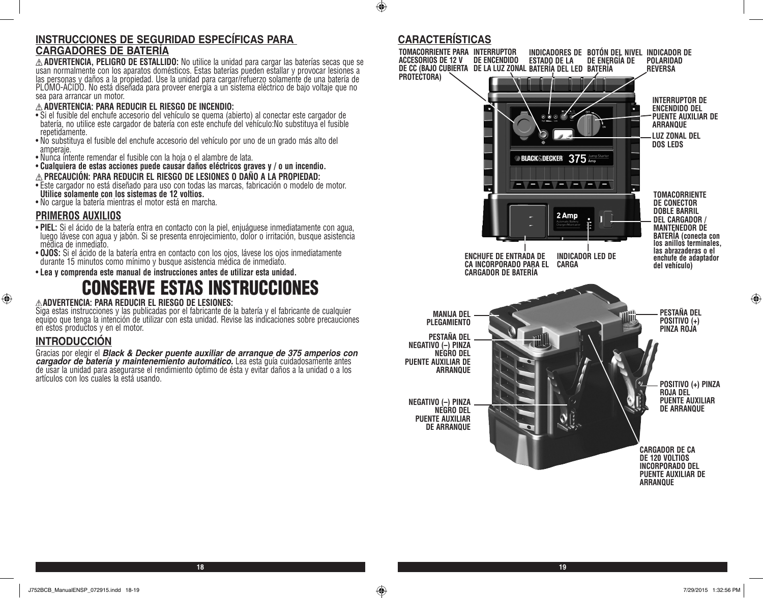## INSTRUCCIONES DE SEGURIDAD ESPECÍFICAS PARA CARGADORES DE BATERÍA

⚠ **ADVERTENCIA, PELIGRO DE ESTALLIDO:** No utilice la unidad para cargar las baterías secas que se usan normalmente con los aparatos domésticos. Estas baterías pueden estallar y provocar lesiones a las personas y daños a la propiedad. Use la unidad para cargar/refuerzo solamente de una batería de PLOMO-ÁCIDO. No está diseñada para proveer energía a un sistema eléctrico de bajo voltaje que no sea para arrancar un motor.

⚠ **ADVERTENCIA: PARA REDUCIR EL RIESGO DE INCENDIO:**

- Si el fusible del enchufe accesorio del vehículo se quema (abierto) al conectar este cargador de batería, no utilice este cargador de batería con este enchufe del vehículo:No substituya el fusible repetidamente.
- No substituya el fusible del enchufe accesorio del vehículo por uno de un grado más alto del amperaje.
- Nunca intente remendar el fusible con la hoja o el alambre de lata.
- **Cualquiera de estas acciones puede causar daños eléctricos graves y / o un incendio.**

⚠ **PRECAUCIÓN: PARA REDUCIR EL RIESGO DE LESIONES O DAÑO A LA PROPIEDAD:**

- Este cargador no está diseñado para uso con todas las marcas, fabricación o modelo de motor. **Utilice solamente con los sistemas de 12 voltios.**
- No cargue la batería mientras el motor está en marcha.

## PRIMEROS AUXILIOS

- **PIEL:** Si el ácido de la batería entra en contacto con la piel, enjuáguese inmediatamente con agua, luego lávese con agua y jabón. Si se presenta enrojecimiento, dolor o irritación, busque asistencia médica de inmediato.
- **OJOS:** Si el ácido de la batería entra en contacto con los ojos, lávese los ojos inmediatamente durante 15 minutos como mínimo y busque asistencia médica de inmediato.
- **Lea y comprenda este manual de instrucciones antes de utilizar esta unidad.**

# CONSERVE ESTAS INSTRUCCIONES

⚠ **ADVERTENCIA: PARA REDUCIR EL RIESGO DE LESIONES:**
Siga estas instrucciones y las publicadas por el fabricante de la batería y el fabricante de cualquier equipo que tenga la intención de utilizar con esta unidad. Revise las indicaciones sobre precauciones en estos productos y en el motor.

## INTRODUCCIÓN

Gracias por elegir el ***Black & Decker puente auxiliar de arranque de 375 amperios con cargador de batería y maintenemiento automático.*** Lea esta guía cuidadosamente antes de usar la unidad para asegurarse el rendimiento óptimo de ésta y evitar daños a la unidad o a los artículos con los cuales la está usando.

## CARACTERÍSTICAS

- TOMACORRIENTE PARA ACCESORIOS DE 12 V DE CC (BAJO CUBIERTA PROTECTORA)
- INTERRUPTOR DE ENCENDIDO DE LA LUZ ZONAL
- INDICADORES DE ESTADO DE LA BATERÍA DEL LED
- BOTÓN DEL NIVEL DE ENERGÍA DE BATERÍA
- INDICADOR DE POLARIDAD REVERSA
- INTERRUPTOR DE ENCENDIDO DEL PUENTE AUXILIAR DE ARRANQUE
- LUZ ZONAL DEL DOS LEDS
- TOMACORRIENTE DE CONECTOR DOBLE BARRIL DEL CARGADOR / MANTENEDOR DE BATERÍA (conecta con los anillos terminales, las abrazaderas o el enchufe de adaptador del vehículo)
- ENCHUFE DE ENTRADA DE CA INCORPORADO PARA EL CARGADOR DE BATERÍA
- INDICADOR LED DE CARGA
- MANIJA DEL PLEGAMIENTO
- PESTAÑA DEL NEGATIVO (–) PINZA NEGRO DEL PUENTE AUXILIAR DE ARRANQUE
- NEGATIVO (–) PINZA NEGRO DEL PUENTE AUXILIAR DE ARRANQUE
- PESTAÑA DEL POSITIVO (+) PINZA ROJA
- POSITIVO (+) PINZA ROJA DEL PUENTE AUXILIAR DE ARRANQUE
- CARGADOR DE CA DE 120 VOLTIOS INCORPORADO DEL PUENTE AUXILIAR DE ARRANQUE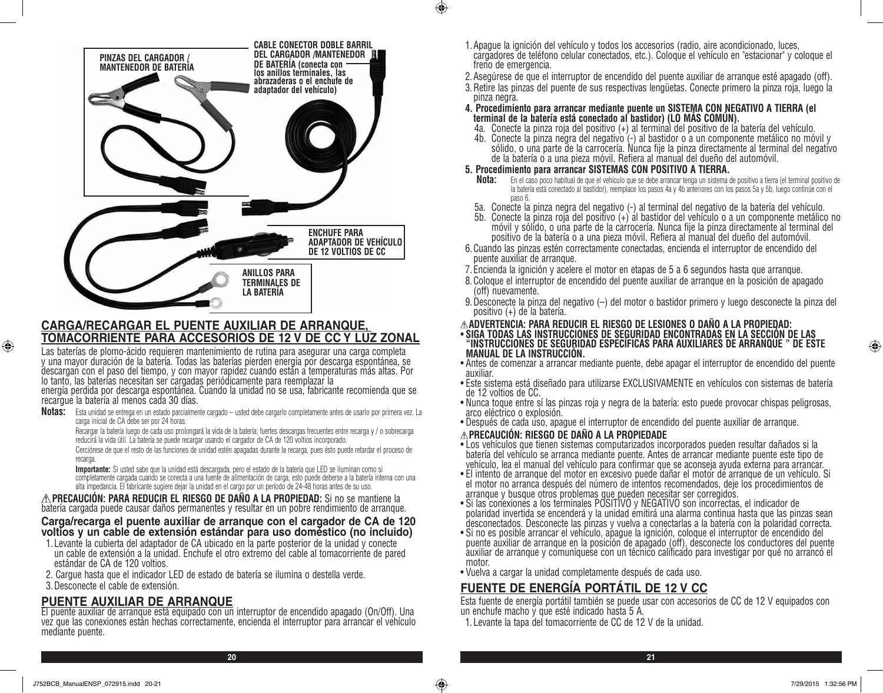PINZAS DEL CARGADOR / MANTENEDOR DE BATERÍA

CABLE CONECTOR DOBLE BARRIL DEL CARGADOR /MANTENEDOR DE BATERÍA (conecta con los anillos terminales, las abrazaderas o el enchufe de adaptador del vehículo)

ENCHUFE PARA ADAPTADOR DE VEHÍCULO DE 12 VOLTIOS DE CC

ANILLOS PARA TERMINALES DE LA BATERÍA

## CARGA/RECARGAR EL PUENTE AUXILIAR DE ARRANQUE, TOMACORRIENTE PARA ACCESORIOS DE 12 V DE CC Y LUZ ZONAL

Las baterías de plomo-ácido requieren mantenimiento de rutina para asegurar una carga completa y una mayor duración de la batería. Todas las baterías pierden energía por descarga espontánea, se descargan con el paso del tiempo, y con mayor rapidez cuando están a temperaturas más altas. Por lo tanto, las baterías necesitan ser cargadas periódicamente para reemplazar la energía perdida por descarga espontánea. Cuando la unidad no se usa, fabricante recomienda que se recargue la batería al menos cada 30 días.

**Notas:** Esta unidad se entrega en un estado parcialmente cargado – usted debe cargarlo completamente antes de usarlo por primera vez. La carga inicial de CA debe ser por 24 horas.

Recargar la batería luego de cada uso prolongará la vida de la batería; fuertes descargas frecuentes entre recarga y / o sobrecarga reducirá la vida útil. La batería se puede recargar usando el cargador de CA de 120 voltios incorporado.

Cerciórese de que el resto de las funciones de unidad estén apagadas durante la recarga, pues ésto puede retardar el proceso de recarga.

**Importante:** Si usted sabe que la unidad está descargada, pero el estado de la batería que LED se iluminan como si completamente cargada cuando se conecta a una fuente de alimentación de carga, esto puede deberse a la batería interna con una alta impedancia. El fabricante sugiere dejar la unidad en el cargo por un período de 24-48 horas antes de su uso.

⚠**PRECAUCIÓN: PARA REDUCIR EL RIESGO DE DAÑO A LA PROPIEDAD:** Si no se mantiene la batería cargada puede causar daños permanentes y resultar en un pobre rendimiento de arranque.

### Carga/recarga el puente auxiliar de arranque con el cargador de CA de 120 voltios y con un cable de extensión estándar para uso doméstico (no incluido)

1. Levante la cubierta del adaptador de CA ubicado en la parte posterior de la unidad y conecte un cable de extensión a la unidad. Enchufe el otro extremo del cable al tomacorriente de pared estándar de CA de 120 voltios.
2. Cargue hasta que el indicador LED de estado de batería se ilumina o destella verde.
3. Desconecte el cable de extensión.

## PUENTE AUXILIAR DE ARRANQUE

El puente auxiliar de arranque está equipado con un interruptor de encendido apagado (On/Off). Una vez que las conexiones están hechas correctamente, encienda el interruptor para arrancar el vehículo mediante puente.

1. Apague la ignición del vehículo y todos los accesorios (radio, aire acondicionado, luces, cargadores de teléfono celular conectados, etc.). Coloque el vehículo en "estacionar" y coloque el freno de emergencia.
2. Asegúrese de que el interruptor de encendido del puente auxiliar de arranque esté apagado (off).
3. Retire las pinzas del puente de sus respectivas lengüetas. Conecte primero la pinza roja, luego la pinza negra.
4. **Procedimiento para arrancar mediante puente un SISTEMA CON NEGATIVO A TIERRA (el terminal de la batería está conectado al bastidor) (LO MÁS COMÚN).**
   - 4a. Conecte la pinza roja del positivo (+) al terminal del positivo de la batería del vehículo.
   - 4b. Conecte la pinza negra del negativo (-) al bastidor o a un componente metálico no móvil y sólido, o una parte de la carrocería. Nunca fije la pinza directamente al terminal del negativo de la batería o a una pieza móvil. Refiera al manual del dueño del automóvil.
5. **Procedimiento para arrancar SISTEMAS CON POSITIVO A TIERRA.**
   
   **Nota:** En el caso poco habitual de que el vehículo que se debe arrancar tenga un sistema de positivo a tierra (el terminal positivo de la batería está conectado al bastidor), reemplace los pasos 4a y 4b anteriores con los pasos 5a y 5b, luego continúe con el paso 6.
   - 5a. Conecte la pinza negra del negativo (-) al terminal del negativo de la batería del vehículo.
   - 5b. Conecte la pinza roja del positivo (+) al bastidor del vehículo o a un componente metálico no móvil y sólido, o una parte de la carrocería. Nunca fije la pinza directamente al terminal del positivo de la batería o a una pieza móvil. Refiera al manual del dueño del automóvil.
6. Cuando las pinzas estén correctamente conectadas, encienda el interruptor de encendido del puente auxiliar de arranque.
7. Encienda la ignición y acelere el motor en etapas de 5 a 6 segundos hasta que arranque.
8. Coloque el interruptor de encendido del puente auxiliar de arranque en la posición de apagado (off) nuevamente.
9. Desconecte la pinza del negativo (–) del motor o bastidor primero y luego desconecte la pinza del positivo (+) de la batería.

⚠**ADVERTENCIA: PARA REDUCIR EL RIESGO DE LESIONES O DAÑO A LA PROPIEDAD:**
- **SIGA TODAS LAS INSTRUCCIONES DE SEGURIDAD ENCONTRADAS EN LA SECCIÓN DE LAS "INSTRUCCIONES DE SEGURIDAD ESPECÍFICAS PARA AUXILIARES DE ARRANQUE " DE ESTE MANUAL DE LA INSTRUCCIÓN.**
- Antes de comenzar a arrancar mediante puente, debe apagar el interruptor de encendido del puente auxiliar.
- Este sistema está diseñado para utilizarse EXCLUSIVAMENTE en vehículos con sistemas de batería de 12 voltios de CC.
- Nunca toque entre sí las pinzas roja y negra de la batería: esto puede provocar chispas peligrosas, arco eléctrico o explosión.
- Después de cada uso, apague el interruptor de encendido del puente auxiliar de arranque.

⚠**PRECAUCIÓN: RIESGO DE DAÑO A LA PROPIEDADE**
- Los vehículos que tienen sistemas computarizados incorporados pueden resultar dañados si la batería del vehículo se arranca mediante puente. Antes de arrancar mediante puente este tipo de vehículo, lea el manual del vehículo para confirmar que se aconseja ayuda externa para arrancar.
- El intento de arranque del motor en excesivo puede dañar el motor de arranque de un vehículo. Si el motor no arranca después del número de intentos recomendados, deje los procedimientos de arranque y busque otros problemas que pueden necesitar ser corregidos.
- Si las conexiones a los terminales POSITIVO y NEGATIVO son incorrectas, el indicador de polaridad invertida se encenderá y la unidad emitirá una alarma continua hasta que las pinzas sean desconectados. Desconecte las pinzas y vuelva a conectarlas a la batería con la polaridad correcta.
- Si no es posible arrancar el vehículo, apague la ignición, coloque el interruptor de encendido del puente auxiliar de arranque en la posición de apagado (off), desconecte los conductores del puente auxiliar de arranque y comuníquese con un técnico calificado para investigar por qué no arrancó el motor.
- Vuelva a cargar la unidad completamente después de cada uso.

## FUENTE DE ENERGÍA PORTÁTIL DE 12 V CC

Esta fuente de energía portátil también se puede usar con accesorios de CC de 12 V equipados con un enchufe macho y que esté indicado hasta 5 A.

1. Levante la tapa del tomacorriente de CC de 12 V de la unidad.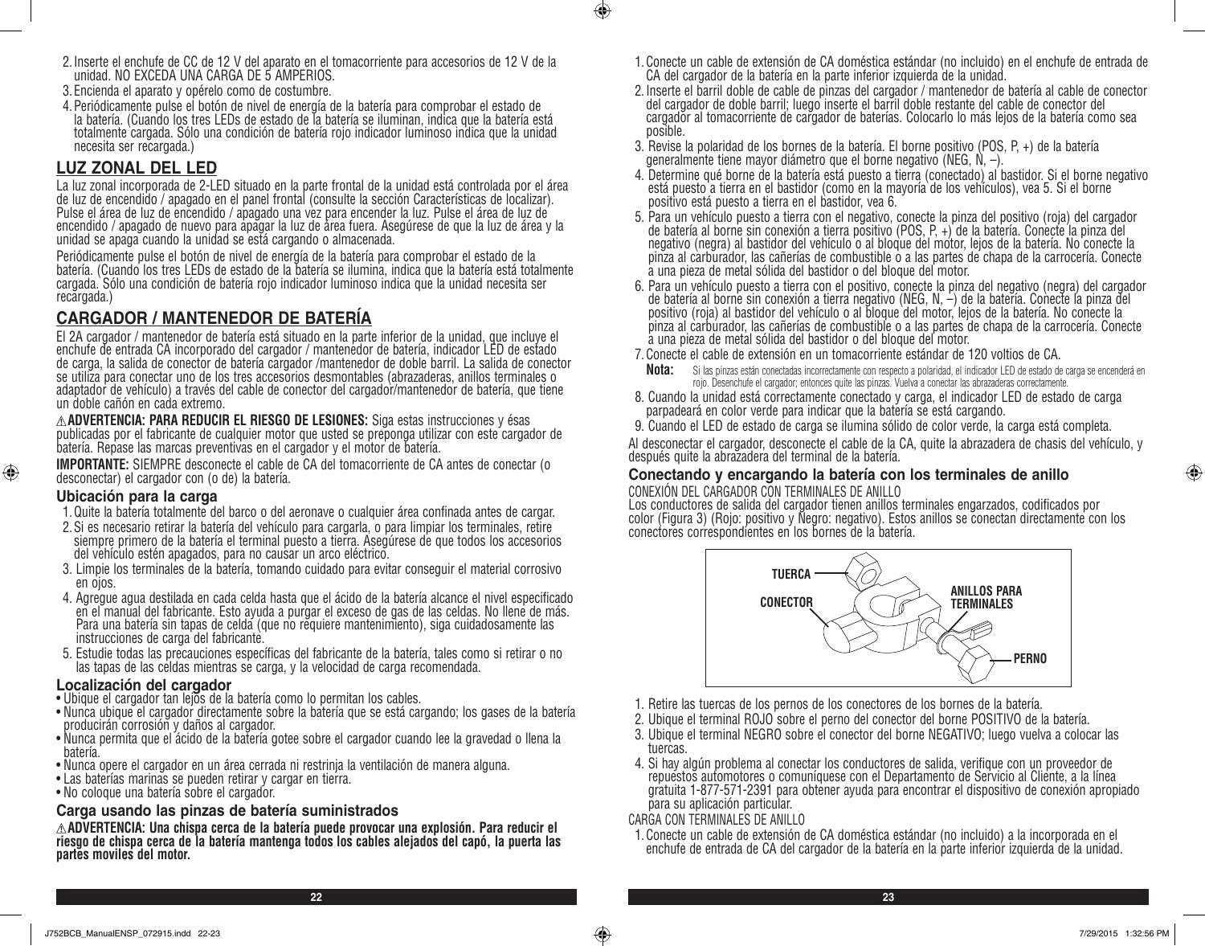2. Inserte el enchufe de CC de 12 V del aparato en el tomacorriente para accesorios de 12 V de la unidad. NO EXCEDA UNA CARGA DE 5 AMPERIOS.
3. Encienda el aparato y opérelo como de costumbre.
4. Periódicamente pulse el botón de nivel de energía de la batería para comprobar el estado de la batería. (Cuando los tres LEDs de estado de la batería se iluminan, indica que la batería está totalmente cargada. Sólo una condición de batería rojo indicador luminoso indica que la unidad necesita ser recargada.)

## LUZ ZONAL DEL LED

La luz zonal incorporada de 2-LED situado en la parte frontal de la unidad está controlada por el área de luz de encendido / apagado en el panel frontal (consulte la sección Características de localizar). Pulse el área de luz de encendido / apagado una vez para encender la luz. Pulse el área de luz de encendido / apagado de nuevo para apagar la luz de área fuera. Asegúrese de que la luz de área y la unidad se apaga cuando la unidad se está cargando o almacenada.

Periódicamente pulse el botón de nivel de energía de la batería para comprobar el estado de la batería. (Cuando los tres LEDs de estado de la batería se ilumina, indica que la batería está totalmente cargada. Sólo una condición de batería rojo indicador luminoso indica que la unidad necesita ser recargada.)

## CARGADOR / MANTENEDOR DE BATERÍA

El 2A cargador / mantenedor de batería está situado en la parte inferior de la unidad, que incluye el enchufe de entrada CA incorporado del cargador / mantenedor de batería, indicador LED de estado de carga, la salida de conector de batería cargador /mantenedor de doble barril. La salida de conector se utiliza para conectar uno de los tres accesorios desmontables (abrazaderas, anillos terminales o adaptador de vehículo) a través del cable de conector del cargador/mantenedor de batería, que tiene un doble cañón en cada extremo.

⚠**ADVERTENCIA: PARA REDUCIR EL RIESGO DE LESIONES:** Siga estas instrucciones y ésas publicadas por el fabricante de cualquier motor que usted se preponga utilizar con este cargador de batería. Repase las marcas preventivas en el cargador y el motor de batería.

**IMPORTANTE:** SIEMPRE desconecte el cable de CA del tomacorriente de CA antes de conectar (o desconectar) el cargador con (o de) la batería.

### Ubicación para la carga

1. Quite la batería totalmente del barco o del aeronave o cualquier área confinada antes de cargar.
2. Si es necesario retirar la batería del vehículo para cargarla, o para limpiar los terminales, retire siempre primero de la batería el terminal puesto a tierra. Asegúrese de que todos los accesorios del vehículo estén apagados, para no causar un arco eléctrico.
3. Limpie los terminales de la batería, tomando cuidado para evitar conseguir el material corrosivo en ojos.
4. Agregue agua destilada en cada celda hasta que el ácido de la batería alcance el nivel especificado en el manual del fabricante. Esto ayuda a purgar el exceso de gas de las celdas. No llene de más. Para una batería sin tapas de celda (que no requiere mantenimiento), siga cuidadosamente las instrucciones de carga del fabricante.
5. Estudie todas las precauciones específicas del fabricante de la batería, tales como si retirar o no las tapas de las celdas mientras se carga, y la velocidad de carga recomendada.

### Localización del cargador

- Ubique el cargador tan lejos de la batería como lo permitan los cables.
- Nunca ubique el cargador directamente sobre la batería que se está cargando; los gases de la batería producirán corrosión y daños al cargador.
- Nunca permita que el ácido de la batería gotee sobre el cargador cuando lee la gravedad o llena la batería.
- Nunca opere el cargador en un área cerrada ni restrinja la ventilación de manera alguna.
- Las baterías marinas se pueden retirar y cargar en tierra.
- No coloque una batería sobre el cargador.

### Carga usando las pinzas de batería suministrados

⚠**ADVERTENCIA: Una chispa cerca de la batería puede provocar una explosión. Para reducir el riesgo de chispa cerca de la batería mantenga todos los cables alejados del capó, la puerta las partes moviles del motor.**

1. Conecte un cable de extensión de CA doméstica estándar (no incluido) en el enchufe de entrada de CA del cargador de la batería en la parte inferior izquierda de la unidad.
2. Inserte el barril doble de cable de pinzas del cargador / mantenedor de batería al cable de conector del cargador de doble barril; luego inserte el barril doble restante del cable de conector del cargador al tomacorriente de cargador de baterías. Colocarlo lo más lejos de la batería como sea posible.
3. Revise la polaridad de los bornes de la batería. El borne positivo (POS, P, +) de la batería generalmente tiene mayor diámetro que el borne negativo (NEG, N, –).
4. Determine qué borne de la batería está puesto a tierra (conectado) al bastidor. Si el borne negativo está puesto a tierra en el bastidor (como en la mayoría de los vehículos), vea 5. Si el borne positivo está puesto a tierra en el bastidor, vea 6.
5. Para un vehículo puesto a tierra con el negativo, conecte la pinza del positivo (roja) del cargador de batería al borne sin conexión a tierra positivo (POS, P, +) de la batería. Conecte la pinza del negativo (negra) al bastidor del vehículo o al bloque del motor, lejos de la batería. No conecte la pinza al carburador, las cañerías de combustible o a las partes de chapa de la carrocería. Conecte a una pieza de metal sólida del bastidor o del bloque del motor.
6. Para un vehículo puesto a tierra con el positivo, conecte la pinza del negativo (negra) del cargador de batería al borne sin conexión a tierra negativo (NEG, N, –) de la batería. Conecte la pinza del positivo (roja) al bastidor del vehículo o al bloque del motor, lejos de la batería. No conecte la pinza al carburador, las cañerías de combustible o a las partes de chapa de la carrocería. Conecte a una pieza de metal sólida del bastidor o del bloque del motor.
7. Conecte el cable de extensión en un tomacorriente estándar de 120 voltios de CA.

   **Nota:** Si las pinzas están conectadas incorrectamente con respecto a polaridad, el indicador LED de estado de carga se encenderá en rojo. Desenchufe el cargador; entonces quite las pinzas. Vuelva a conectar las abrazaderas correctamente.
8. Cuando la unidad está correctamente conectado y carga, el indicador LED de estado de carga parpadeará en color verde para indicar que la batería se está cargando.
9. Cuando el LED de estado de carga se ilumina sólido de color verde, la carga está completa.

Al desconectar el cargador, desconecte el cable de la CA, quite la abrazadera de chasis del vehículo, y después quite la abrazadera del terminal de la batería.

### Conectando y encargando la batería con los terminales de anillo

CONEXIÓN DEL CARGADOR CON TERMINALES DE ANILLO

Los conductores de salida del cargador tienen anillos terminales engarzados, codificados por color (Figura 3) (Rojo: positivo y Negro: negativo). Estos anillos se conectan directamente con los conectores correspondientes en los bornes de la batería.

TUERCA
CONECTOR
ANILLOS PARA TERMINALES
PERNO

1. Retire las tuercas de los pernos de los conectores de los bornes de la batería.
2. Ubique el terminal ROJO sobre el perno del conector del borne POSITIVO de la batería.
3. Ubique el terminal NEGRO sobre el conector del borne NEGATIVO; luego vuelva a colocar las tuercas.
4. Si hay algún problema al conectar los conductores de salida, verifique con un proveedor de repuestos automotores o comuníquese con el Departamento de Servicio al Cliente, a la línea gratuita 1-877-571-2391 para obtener ayuda para encontrar el dispositivo de conexión apropiado para su aplicación particular.

CARGA CON TERMINALES DE ANILLO

1. Conecte un cable de extensión de CA doméstica estándar (no incluido) a la incorporada en el enchufe de entrada de CA del cargador de la batería en la parte inferior izquierda de la unidad.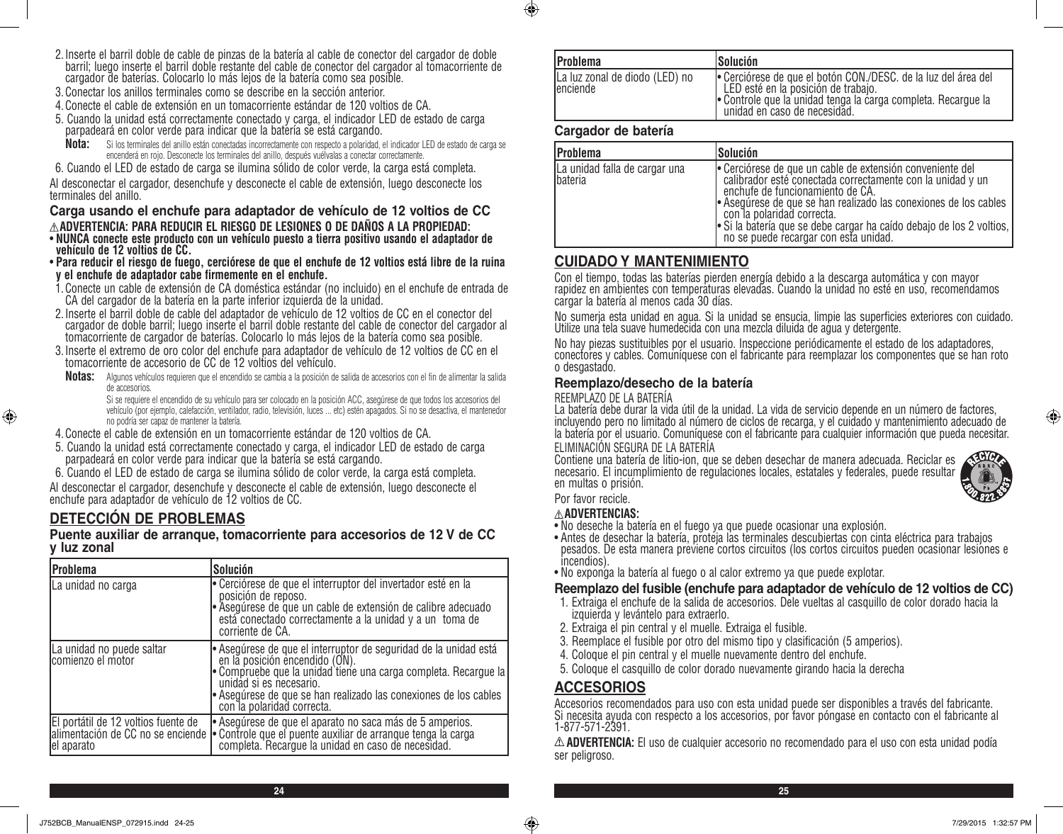2. Inserte el barril doble de cable de pinzas de la batería al cable de conector del cargador de doble barril; luego inserte el barril doble restante del cable de conector del cargador al tomacorriente de cargador de baterías. Colocarlo lo más lejos de la batería como sea posible.
3. Conectar los anillos terminales como se describe en la sección anterior.
4. Conecte el cable de extensión en un tomacorriente estándar de 120 voltios de CA.
5. Cuando la unidad está correctamente conectado y carga, el indicador LED de estado de carga parpadeará en color verde para indicar que la batería se está cargando.

**Nota:** Si los terminales del anillo están conectadas incorrectamente con respecto a polaridad, el indicador LED de estado de carga se encenderá en rojo. Desconecte los terminales del anillo, después vuélvalas a conectar correctamente.

6. Cuando el LED de estado de carga se ilumina sólido de color verde, la carga está completa.

Al desconectar el cargador, desenchufe y desconecte el cable de extensión, luego desconecte los terminales del anillo.

### Carga usando el enchufe para adaptador de vehículo de 12 voltios de CC

⚠**ADVERTENCIA: PARA REDUCIR EL RIESGO DE LESIONES O DE DAÑOS A LA PROPIEDAD:**

- **NUNCA conecte este producto con un vehículo puesto a tierra positivo usando el adaptador de vehículo de 12 voltios de CC.**
- **Para reducir el riesgo de fuego, cerciórese de que el enchufe de 12 voltios está libre de la ruina y el enchufe de adaptador cabe firmemente en el enchufe.**

1. Conecte un cable de extensión de CA doméstica estándar (no incluido) en el enchufe de entrada de CA del cargador de la batería en la parte inferior izquierda de la unidad.
2. Inserte el barril doble de cable del adaptador de vehículo de 12 voltios de CC en el conector del cargador de doble barril; luego inserte el barril doble restante del cable de conector del cargador al tomacorriente de cargador de baterías. Colocarlo lo más lejos de la batería como sea posible.
3. Inserte el extremo de oro color del enchufe para adaptador de vehículo de 12 voltios de CC en el tomacorriente de accesorio de CC de 12 voltios del vehículo.

**Notas:** Algunos vehículos requieren que el encendido se cambia a la posición de salida de accesorios con el fin de alimentar la salida de accesorios.

Si se requiere el encendido de su vehículo para ser colocado en la posición ACC, asegúrese de que todos los accesorios del vehículo (por ejemplo, calefacción, ventilador, radio, televisión, luces ... etc) estén apagados. Si no se desactiva, el mantenedor no podría ser capaz de mantener la batería.

4. Conecte el cable de extensión en un tomacorriente estándar de 120 voltios de CA.
5. Cuando la unidad está correctamente conectado y carga, el indicador LED de estado de carga parpadeará en color verde para indicar que la batería se está cargando.
6. Cuando el LED de estado de carga se ilumina sólido de color verde, la carga está completa.

Al desconectar el cargador, desenchufe y desconecte el cable de extensión, luego desconecte el enchufe para adaptador de vehículo de 12 voltios de CC.

## DETECCIÓN DE PROBLEMAS

### Puente auxiliar de arranque, tomacorriente para accesorios de 12 V de CC y luz zonal

| Problema | Solución |
|---|---|
| La unidad no carga | • Cerciórese de que el interruptor del invertador esté en la posición de reposo.<br>• Asegúrese de que un cable de extensión de calibre adecuado está conectado correctamente a la unidad y a un toma de corriente de CA. |
| La unidad no puede saltar comienzo el motor | • Asegúrese de que el interruptor de seguridad de la unidad está en la posición encendido (ON).<br>• Compruebe que la unidad tiene una carga completa. Recargue la unidad si es necesario.<br>• Asegúrese de que se han realizado las conexiones de los cables con la polaridad correcta. |
| El portátil de 12 voltios fuente de alimentación de CC no se enciende el aparato | • Asegúrese de que el aparato no saca más de 5 amperios.<br>• Controle que el puente auxiliar de arranque tenga la carga completa. Recargue la unidad en caso de necesidad. |
| La luz zonal de diodo (LED) no enciende | • Cerciórese de que el botón CON./DESC. de la luz del área del LED esté en la posición de trabajo.<br>• Controle que la unidad tenga la carga completa. Recargue la unidad en caso de necesidad. |

### Cargador de batería

| Problema | Solución |
|---|---|
| La unidad falla de cargar una batería | • Cerciórese de que un cable de extensión conveniente del calibrador esté conectada correctamente con la unidad y un enchufe de funcionamiento de CA.<br>• Asegúrese de que se han realizado las conexiones de los cables con la polaridad correcta.<br>• Si la batería que se debe cargar ha caído debajo de los 2 voltios, no se puede recargar con esta unidad. |

## CUIDADO Y MANTENIMIENTO

Con el tiempo, todas las baterías pierden energía debido a la descarga automática y con mayor rapidez en ambientes con temperaturas elevadas. Cuando la unidad no esté en uso, recomendamos cargar la batería al menos cada 30 días.

No sumerja esta unidad en agua. Si la unidad se ensucia, limpie las superficies exteriores con cuidado. Utilize una tela suave humedecida con una mezcla diluida de agua y detergente.

No hay piezas sustituibles por el usuario. Inspeccione periódicamente el estado de los adaptadores, conectores y cables. Comuníquese con el fabricante para reemplazar los componentes que se han roto o desgastado.

### Reemplazo/desecho de la batería

REEMPLAZO DE LA BATERÍA

La batería debe durar la vida útil de la unidad. La vida de servicio depende en un número de factores, incluyendo pero no limitado al número de ciclos de recarga, y el cuidado y mantenimiento adecuado de la batería por el usuario. Comuníquese con el fabricante para cualquier información que pueda necesitar.

ELIMINACIÓN SEGURA DE LA BATERÍA

Contiene una batería de litio-ion, que se deben desechar de manera adecuada. Reciclar es necesario. El incumplimiento de regulaciones locales, estatales y federales, puede resultar en multas o prisión.

Por favor recicle.

⚠**ADVERTENCIAS:**

- No deseche la batería en el fuego ya que puede ocasionar una explosión.
- Antes de desechar la batería, proteja las terminales descubiertas con cinta eléctrica para trabajos pesados. De esta manera previene cortos circuitos (los cortos circuitos pueden ocasionar lesiones e incendios).
- No exponga la batería al fuego o al calor extremo ya que puede explotar.

### Reemplazo del fusible (enchufe para adaptador de vehículo de 12 voltios de CC)

1. Extraiga el enchufe de la salida de accesorios. Dele vueltas al casquillo de color dorado hacia la izquierda y levántelo para extraerlo.
2. Extraiga el pin central y el muelle. Extraiga el fusible.
3. Reemplace el fusible por otro del mismo tipo y clasificación (5 amperios).
4. Coloque el pin central y el muelle nuevamente dentro del enchufe.
5. Coloque el casquillo de color dorado nuevamente girando hacia la derecha

## ACCESORIOS

Accesorios recomendados para uso con esta unidad puede ser disponibles a través del fabricante. Si necesita ayuda con respecto a los accesorios, por favor póngase en contacto con el fabricante al 1-877-571-2391.

⚠ **ADVERTENCIA:** El uso de cualquier accesorio no recomendado para el uso con esta unidad podía ser peligroso.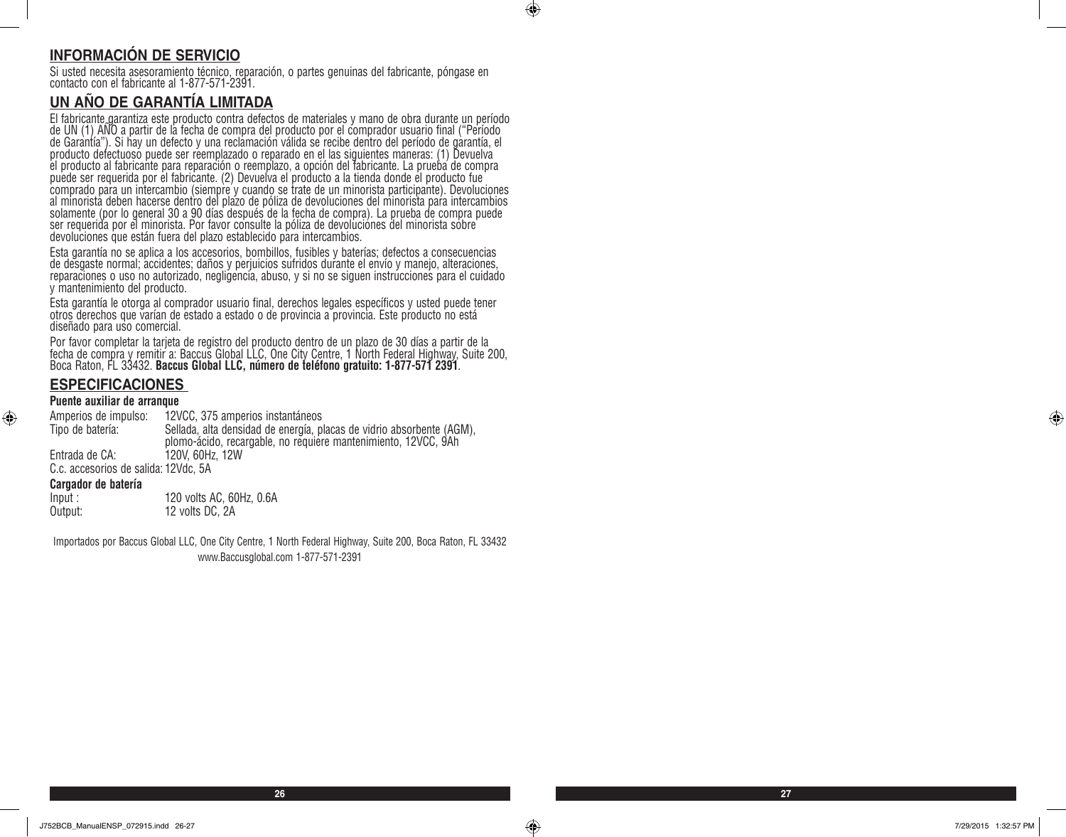## INFORMACIÓN DE SERVICIO

Si usted necesita asesoramiento técnico, reparación, o partes genuinas del fabricante, póngase en contacto con el fabricante al 1-877-571-2391.

## UN AÑO DE GARANTÍA LIMITADA

El fabricante garantiza este producto contra defectos de materiales y mano de obra durante un período de UN (1) AÑO a partir de la fecha de compra del producto por el comprador usuario final ("Período de Garantía"). Si hay un defecto y una reclamación válida se recibe dentro del período de garantía, el producto defectuoso puede ser reemplazado o reparado en el las siguientes maneras: (1) Devuelva el producto al fabricante para reparación o reemplazo, a opción del fabricante. La prueba de compra puede ser requerida por el fabricante. (2) Devuelva el producto a la tienda donde el producto fue comprado para un intercambio (siempre y cuando se trate de un minorista participante). Devoluciones al minorista deben hacerse dentro del plazo de póliza de devoluciones del minorista para intercambios solamente (por lo general 30 a 90 días después de la fecha de compra). La prueba de compra puede ser requerida por el minorista. Por favor consulte la póliza de devoluciones del minorista sobre devoluciones que están fuera del plazo establecido para intercambios.

Esta garantía no se aplica a los accesorios, bombillos, fusibles y baterías; defectos a consecuencias de desgaste normal; accidentes; daños y perjuicios sufridos durante el envío y manejo, alteraciones, reparaciones o uso no autorizado, negligencia, abuso, y si no se siguen instrucciones para el cuidado y mantenimiento del producto.

Esta garantía le otorga al comprador usuario final, derechos legales específicos y usted puede tener otros derechos que varían de estado a estado o de provincia a provincia. Este producto no está diseñado para uso comercial.

Por favor completar la tarjeta de registro del producto dentro de un plazo de 30 días a partir de la fecha de compra y remitir a: Baccus Global LLC, One City Centre, 1 North Federal Highway, Suite 200, Boca Raton, FL 33432. **Baccus Global LLC, número de teléfono gratuito: 1-877-571 2391**.

## ESPECIFICACIONES

**Puente auxiliar de arranque**

| | |
|---|---|
| Amperios de impulso: | 12VCC, 375 amperios instantáneos |
| Tipo de batería: | Sellada, alta densidad de energía, placas de vidrio absorbente (AGM), plomo-ácido, recargable, no requiere mantenimiento, 12VCC, 9Ah |
| Entrada de CA: | 120V, 60Hz, 12W |
| C.c. accesorios de salida: | 12Vdc, 5A |

**Cargador de batería**

| | |
|---|---|
| Input : | 120 volts AC, 60Hz, 0.6A |
| Output: | 12 volts DC, 2A |

Importados por Baccus Global LLC, One City Centre, 1 North Federal Highway, Suite 200, Boca Raton, FL 33432
www.Baccusglobal.com 1-877-571-2391